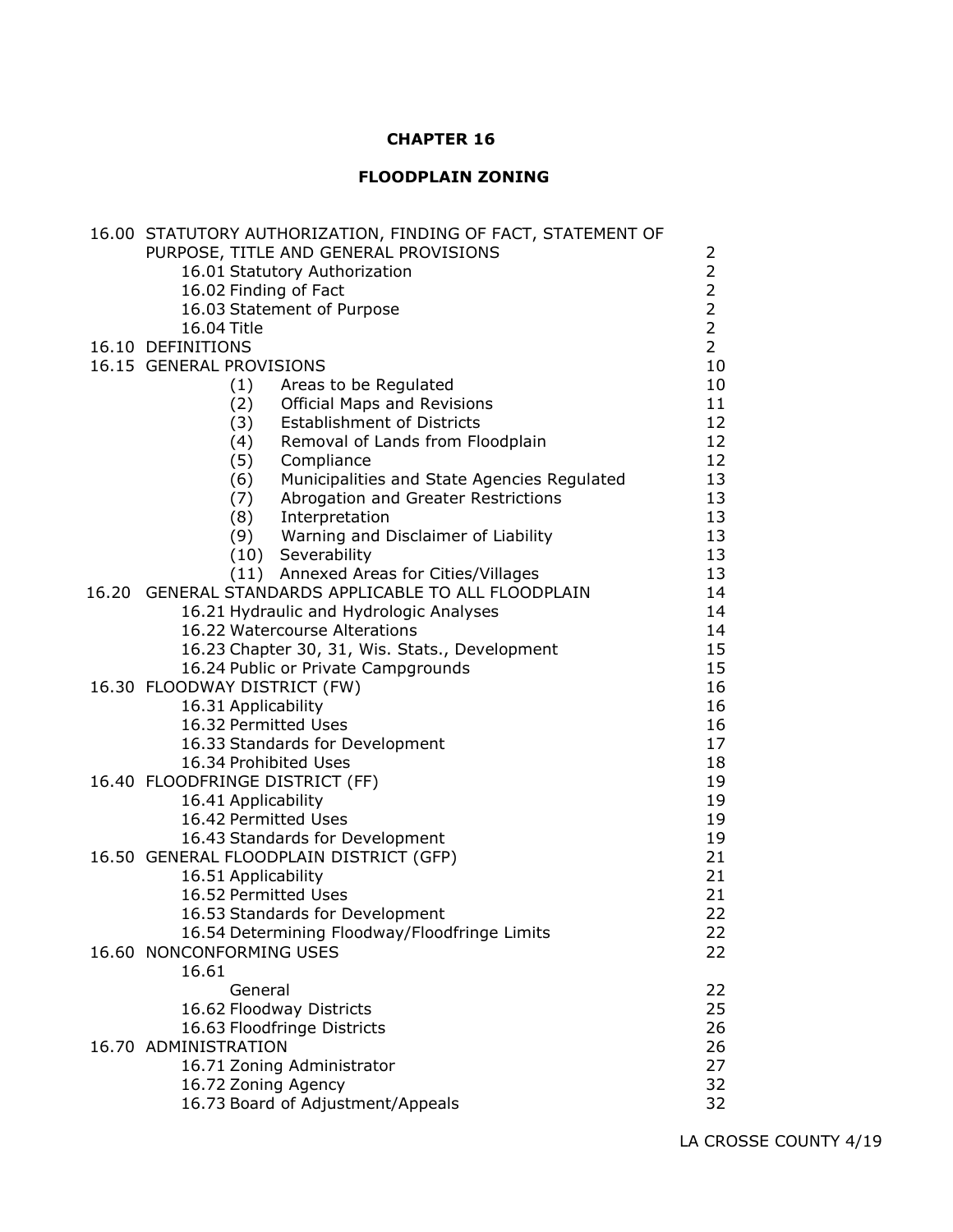# CHAPTER 16

## FLOODPLAIN ZONING

| | |
|---|---|
| 16.00 STATUTORY AUTHORIZATION, FINDING OF FACT, STATEMENT OF PURPOSE, TITLE AND GENERAL PROVISIONS | 2 |
| 16.01 Statutory Authorization | 2 |
| 16.02 Finding of Fact | 2 |
| 16.03 Statement of Purpose | 2 |
| 16.04 Title | 2 |
| 16.10 DEFINITIONS | 2 |
| 16.15 GENERAL PROVISIONS | 10 |
| (1) Areas to be Regulated | 10 |
| (2) Official Maps and Revisions | 11 |
| (3) Establishment of Districts | 12 |
| (4) Removal of Lands from Floodplain | 12 |
| (5) Compliance | 12 |
| (6) Municipalities and State Agencies Regulated | 13 |
| (7) Abrogation and Greater Restrictions | 13 |
| (8) Interpretation | 13 |
| (9) Warning and Disclaimer of Liability | 13 |
| (10) Severability | 13 |
| (11) Annexed Areas for Cities/Villages | 13 |
| 16.20 GENERAL STANDARDS APPLICABLE TO ALL FLOODPLAIN | 14 |
| 16.21 Hydraulic and Hydrologic Analyses | 14 |
| 16.22 Watercourse Alterations | 14 |
| 16.23 Chapter 30, 31, Wis. Stats., Development | 15 |
| 16.24 Public or Private Campgrounds | 15 |
| 16.30 FLOODWAY DISTRICT (FW) | 16 |
| 16.31 Applicability | 16 |
| 16.32 Permitted Uses | 16 |
| 16.33 Standards for Development | 17 |
| 16.34 Prohibited Uses | 18 |
| 16.40 FLOODFRINGE DISTRICT (FF) | 19 |
| 16.41 Applicability | 19 |
| 16.42 Permitted Uses | 19 |
| 16.43 Standards for Development | 19 |
| 16.50 GENERAL FLOODPLAIN DISTRICT (GFP) | 21 |
| 16.51 Applicability | 21 |
| 16.52 Permitted Uses | 21 |
| 16.53 Standards for Development | 22 |
| 16.54 Determining Floodway/Floodfringe Limits | 22 |
| 16.60 NONCONFORMING USES | 22 |
| 16.61 General | 22 |
| 16.62 Floodway Districts | 25 |
| 16.63 Floodfringe Districts | 26 |
| 16.70 ADMINISTRATION | 26 |
| 16.71 Zoning Administrator | 27 |
| 16.72 Zoning Agency | 32 |
| 16.73 Board of Adjustment/Appeals | 32 |

LA CROSSE COUNTY 4/19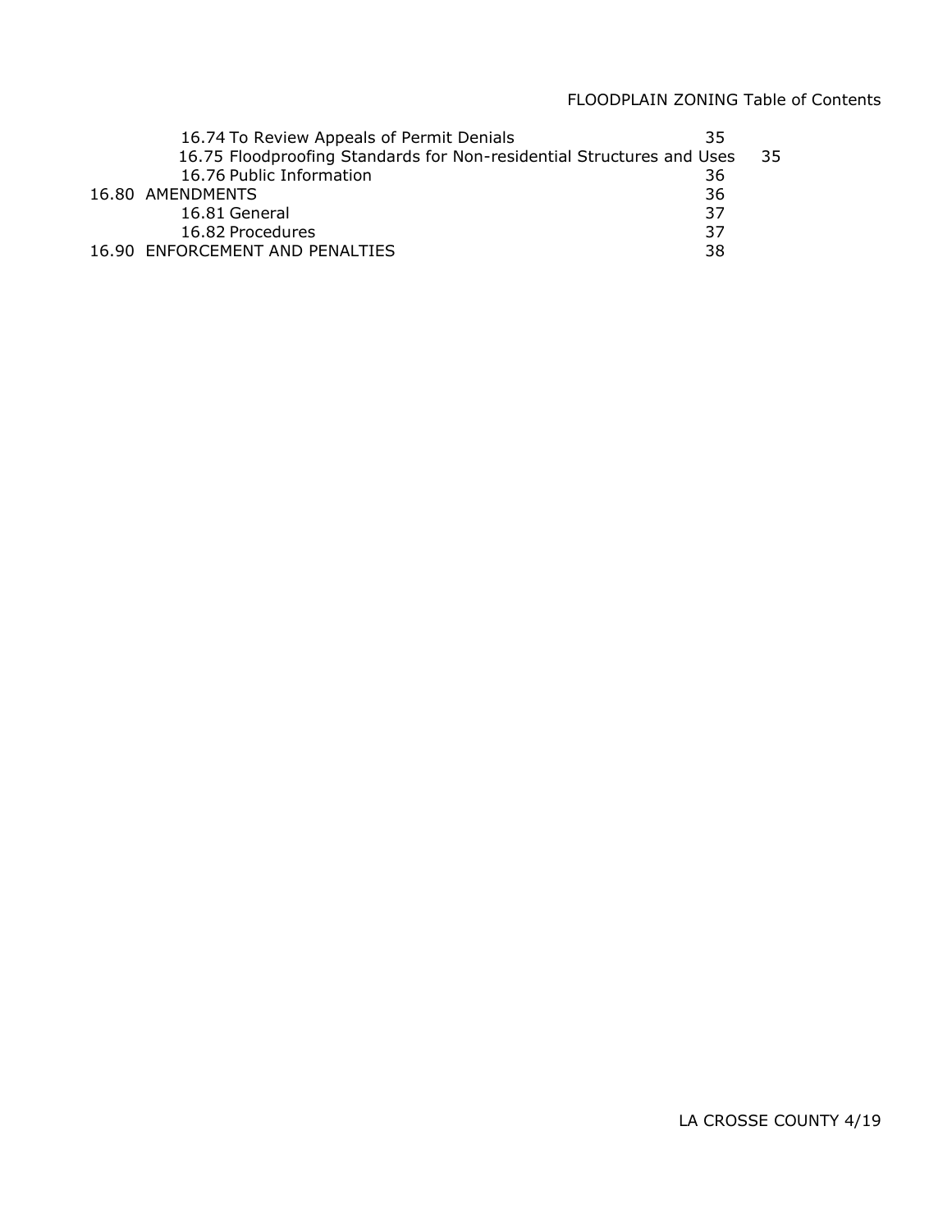| | |
|---|---|
| 16.74 To Review Appeals of Permit Denials | 35 |
| 16.75 Floodproofing Standards for Non-residential Structures and Uses | 35 |
| 16.76 Public Information | 36 |
| 16.80 AMENDMENTS | 36 |
| 16.81 General | 37 |
| 16.82 Procedures | 37 |
| 16.90 ENFORCEMENT AND PENALTIES | 38 |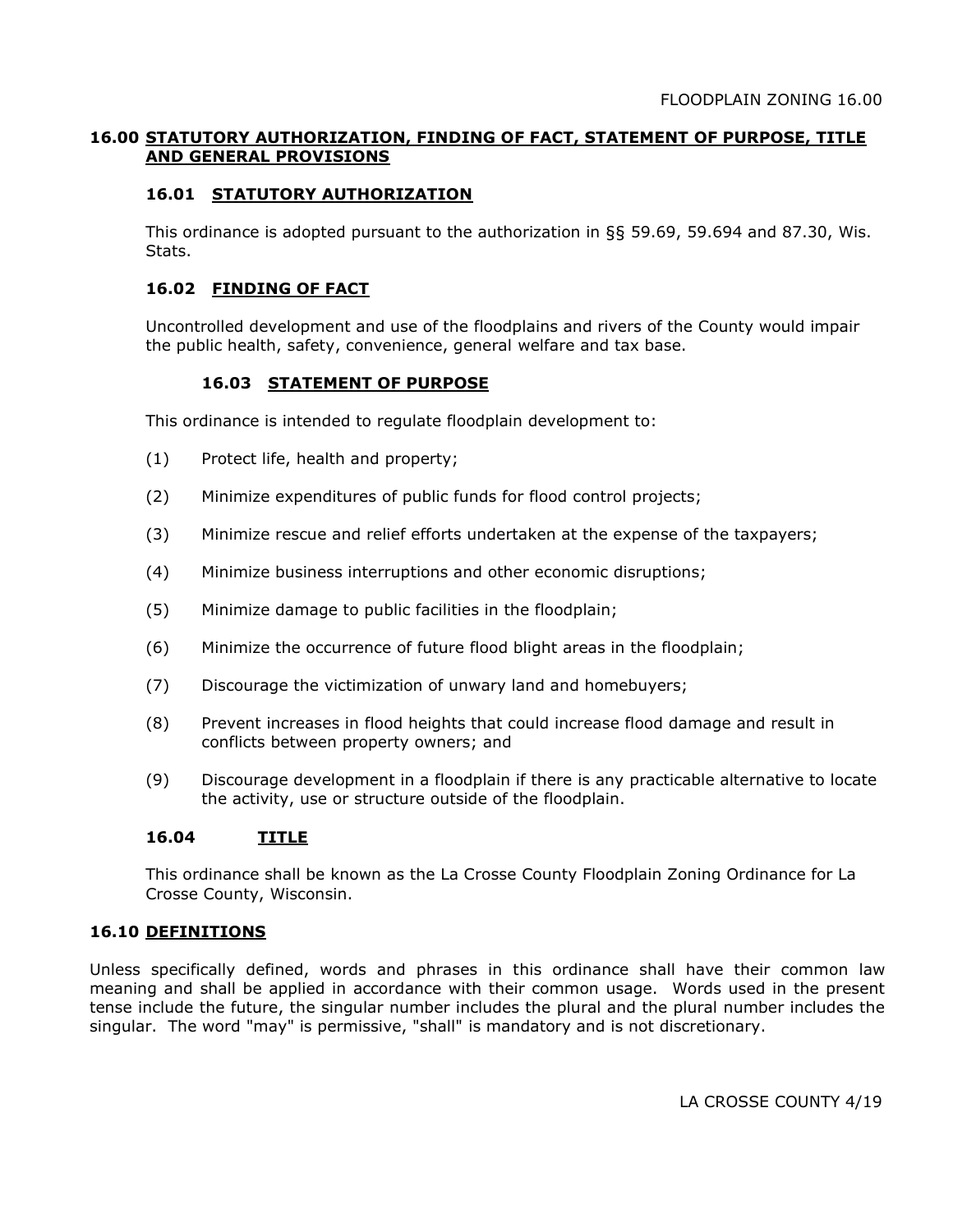## 16.00 STATUTORY AUTHORIZATION, FINDING OF FACT, STATEMENT OF PURPOSE, TITLE AND GENERAL PROVISIONS

### 16.01 STATUTORY AUTHORIZATION

This ordinance is adopted pursuant to the authorization in §§ 59.69, 59.694 and 87.30, Wis. Stats.

### 16.02 FINDING OF FACT

Uncontrolled development and use of the floodplains and rivers of the County would impair the public health, safety, convenience, general welfare and tax base.

### 16.03 STATEMENT OF PURPOSE

This ordinance is intended to regulate floodplain development to:

(1) Protect life, health and property;

(2) Minimize expenditures of public funds for flood control projects;

(3) Minimize rescue and relief efforts undertaken at the expense of the taxpayers;

(4) Minimize business interruptions and other economic disruptions;

(5) Minimize damage to public facilities in the floodplain;

(6) Minimize the occurrence of future flood blight areas in the floodplain;

(7) Discourage the victimization of unwary land and homebuyers;

(8) Prevent increases in flood heights that could increase flood damage and result in conflicts between property owners; and

(9) Discourage development in a floodplain if there is any practicable alternative to locate the activity, use or structure outside of the floodplain.

### 16.04 TITLE

This ordinance shall be known as the La Crosse County Floodplain Zoning Ordinance for La Crosse County, Wisconsin.

## 16.10 DEFINITIONS

Unless specifically defined, words and phrases in this ordinance shall have their common law meaning and shall be applied in accordance with their common usage. Words used in the present tense include the future, the singular number includes the plural and the plural number includes the singular. The word "may" is permissive, "shall" is mandatory and is not discretionary.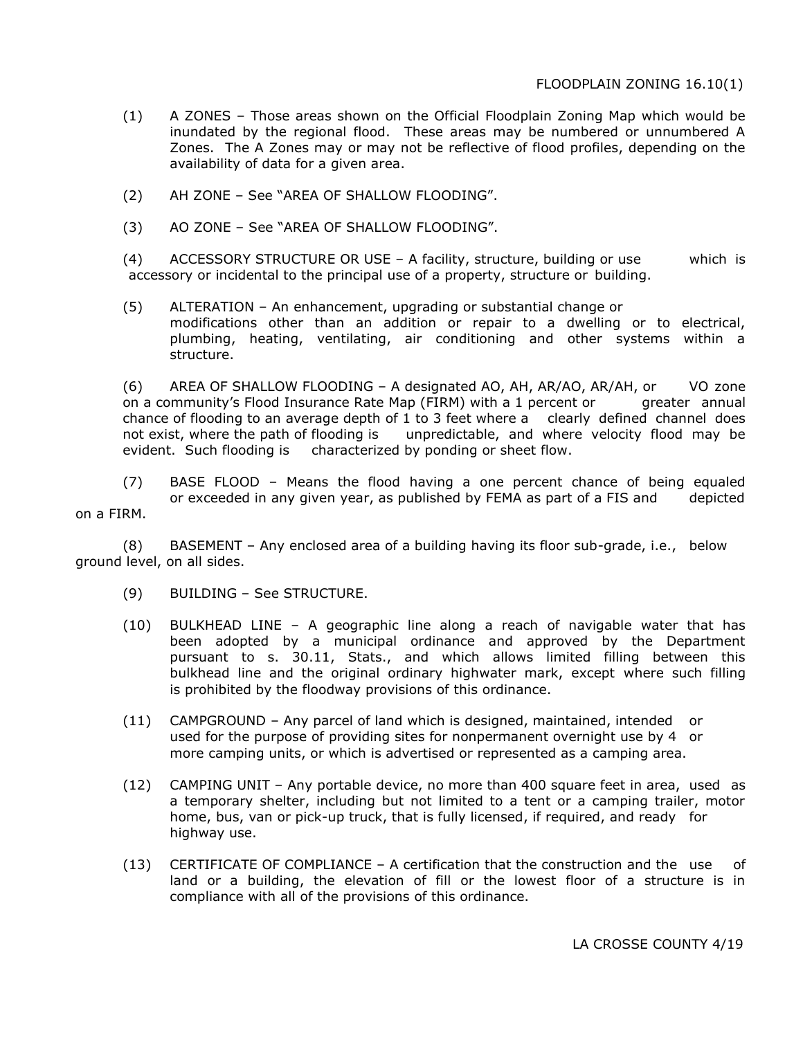(1) A ZONES – Those areas shown on the Official Floodplain Zoning Map which would be inundated by the regional flood. These areas may be numbered or unnumbered A Zones. The A Zones may or may not be reflective of flood profiles, depending on the availability of data for a given area.

(2) AH ZONE – See "AREA OF SHALLOW FLOODING".

(3) AO ZONE – See "AREA OF SHALLOW FLOODING".

(4) ACCESSORY STRUCTURE OR USE – A facility, structure, building or use which is accessory or incidental to the principal use of a property, structure or building.

(5) ALTERATION – An enhancement, upgrading or substantial change or modifications other than an addition or repair to a dwelling or to electrical, plumbing, heating, ventilating, air conditioning and other systems within a structure.

(6) AREA OF SHALLOW FLOODING – A designated AO, AH, AR/AO, AR/AH, or VO zone on a community's Flood Insurance Rate Map (FIRM) with a 1 percent or greater annual chance of flooding to an average depth of 1 to 3 feet where a clearly defined channel does not exist, where the path of flooding is unpredictable, and where velocity flood may be evident. Such flooding is characterized by ponding or sheet flow.

(7) BASE FLOOD – Means the flood having a one percent chance of being equaled or exceeded in any given year, as published by FEMA as part of a FIS and depicted on a FIRM.

(8) BASEMENT – Any enclosed area of a building having its floor sub-grade, i.e., below ground level, on all sides.

(9) BUILDING – See STRUCTURE.

(10) BULKHEAD LINE – A geographic line along a reach of navigable water that has been adopted by a municipal ordinance and approved by the Department pursuant to s. 30.11, Stats., and which allows limited filling between this bulkhead line and the original ordinary highwater mark, except where such filling is prohibited by the floodway provisions of this ordinance.

(11) CAMPGROUND – Any parcel of land which is designed, maintained, intended or used for the purpose of providing sites for nonpermanent overnight use by 4 or more camping units, or which is advertised or represented as a camping area.

(12) CAMPING UNIT – Any portable device, no more than 400 square feet in area, used as a temporary shelter, including but not limited to a tent or a camping trailer, motor home, bus, van or pick-up truck, that is fully licensed, if required, and ready for highway use.

(13) CERTIFICATE OF COMPLIANCE – A certification that the construction and the use of land or a building, the elevation of fill or the lowest floor of a structure is in compliance with all of the provisions of this ordinance.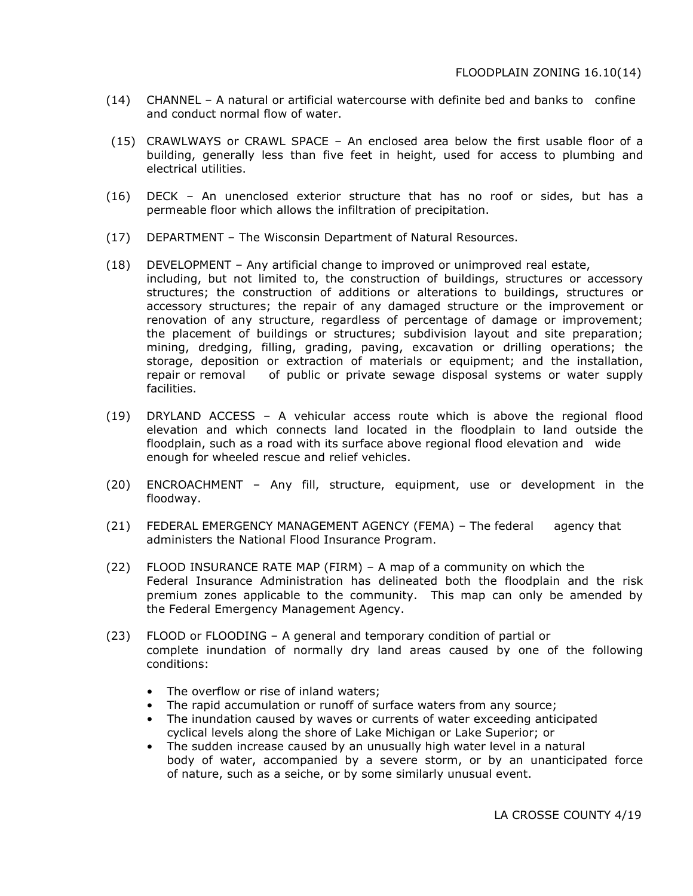(14) CHANNEL – A natural or artificial watercourse with definite bed and banks to confine and conduct normal flow of water.

(15) CRAWLWAYS or CRAWL SPACE – An enclosed area below the first usable floor of a building, generally less than five feet in height, used for access to plumbing and electrical utilities.

(16) DECK – An unenclosed exterior structure that has no roof or sides, but has a permeable floor which allows the infiltration of precipitation.

(17) DEPARTMENT – The Wisconsin Department of Natural Resources.

(18) DEVELOPMENT – Any artificial change to improved or unimproved real estate, including, but not limited to, the construction of buildings, structures or accessory structures; the construction of additions or alterations to buildings, structures or accessory structures; the repair of any damaged structure or the improvement or renovation of any structure, regardless of percentage of damage or improvement; the placement of buildings or structures; subdivision layout and site preparation; mining, dredging, filling, grading, paving, excavation or drilling operations; the storage, deposition or extraction of materials or equipment; and the installation, repair or removal of public or private sewage disposal systems or water supply facilities.

(19) DRYLAND ACCESS – A vehicular access route which is above the regional flood elevation and which connects land located in the floodplain to land outside the floodplain, such as a road with its surface above regional flood elevation and wide enough for wheeled rescue and relief vehicles.

(20) ENCROACHMENT – Any fill, structure, equipment, use or development in the floodway.

(21) FEDERAL EMERGENCY MANAGEMENT AGENCY (FEMA) – The federal agency that administers the National Flood Insurance Program.

(22) FLOOD INSURANCE RATE MAP (FIRM) – A map of a community on which the Federal Insurance Administration has delineated both the floodplain and the risk premium zones applicable to the community. This map can only be amended by the Federal Emergency Management Agency.

(23) FLOOD or FLOODING – A general and temporary condition of partial or complete inundation of normally dry land areas caused by one of the following conditions:

- The overflow or rise of inland waters;
- The rapid accumulation or runoff of surface waters from any source;
- The inundation caused by waves or currents of water exceeding anticipated cyclical levels along the shore of Lake Michigan or Lake Superior; or
- The sudden increase caused by an unusually high water level in a natural body of water, accompanied by a severe storm, or by an unanticipated force of nature, such as a seiche, or by some similarly unusual event.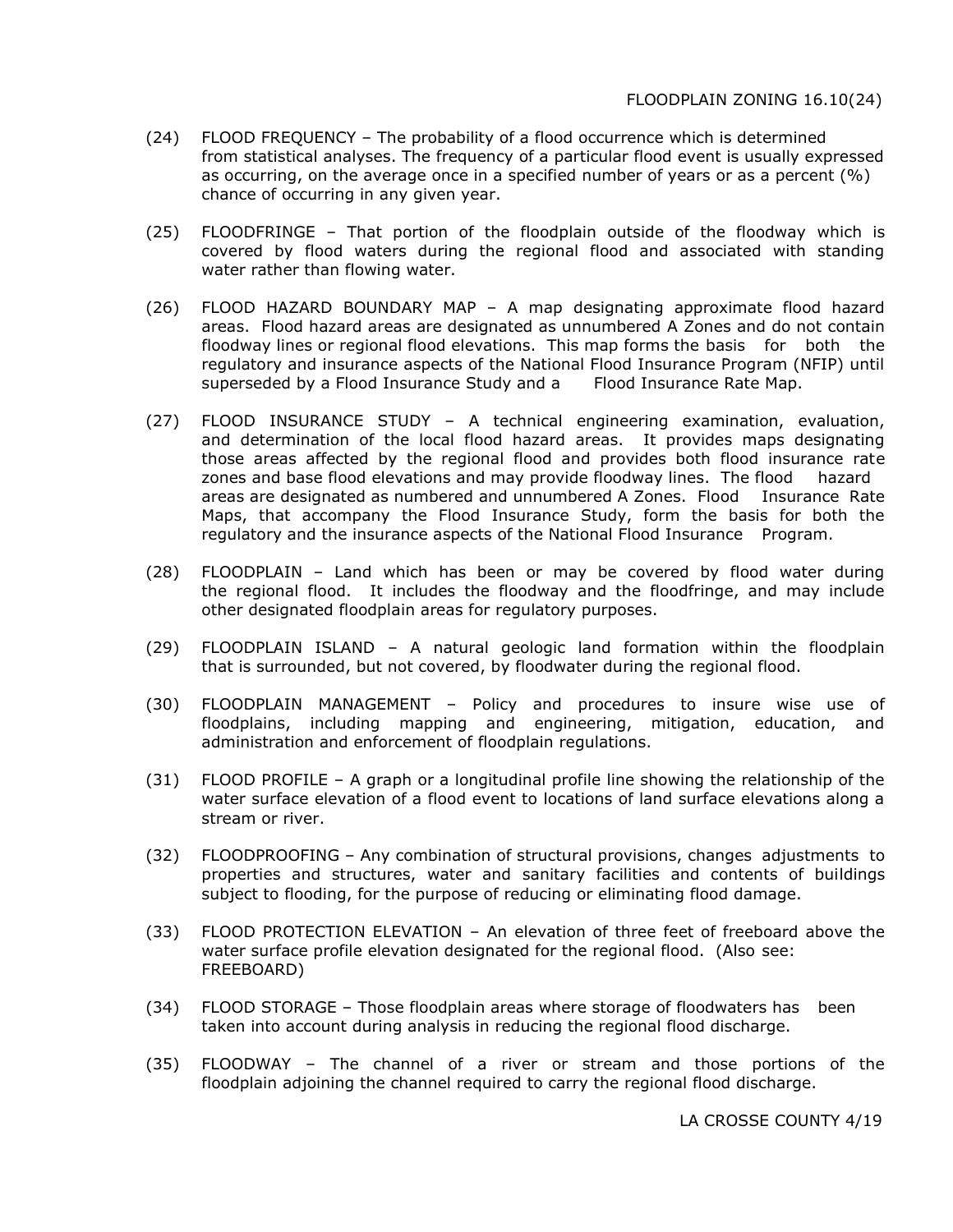(24) FLOOD FREQUENCY – The probability of a flood occurrence which is determined from statistical analyses. The frequency of a particular flood event is usually expressed as occurring, on the average once in a specified number of years or as a percent (%) chance of occurring in any given year.

(25) FLOODFRINGE – That portion of the floodplain outside of the floodway which is covered by flood waters during the regional flood and associated with standing water rather than flowing water.

(26) FLOOD HAZARD BOUNDARY MAP – A map designating approximate flood hazard areas. Flood hazard areas are designated as unnumbered A Zones and do not contain floodway lines or regional flood elevations. This map forms the basis for both the regulatory and insurance aspects of the National Flood Insurance Program (NFIP) until superseded by a Flood Insurance Study and a Flood Insurance Rate Map.

(27) FLOOD INSURANCE STUDY – A technical engineering examination, evaluation, and determination of the local flood hazard areas. It provides maps designating those areas affected by the regional flood and provides both flood insurance rate zones and base flood elevations and may provide floodway lines. The flood hazard areas are designated as numbered and unnumbered A Zones. Flood Insurance Rate Maps, that accompany the Flood Insurance Study, form the basis for both the regulatory and the insurance aspects of the National Flood Insurance Program.

(28) FLOODPLAIN – Land which has been or may be covered by flood water during the regional flood. It includes the floodway and the floodfringe, and may include other designated floodplain areas for regulatory purposes.

(29) FLOODPLAIN ISLAND – A natural geologic land formation within the floodplain that is surrounded, but not covered, by floodwater during the regional flood.

(30) FLOODPLAIN MANAGEMENT – Policy and procedures to insure wise use of floodplains, including mapping and engineering, mitigation, education, and administration and enforcement of floodplain regulations.

(31) FLOOD PROFILE – A graph or a longitudinal profile line showing the relationship of the water surface elevation of a flood event to locations of land surface elevations along a stream or river.

(32) FLOODPROOFING – Any combination of structural provisions, changes adjustments to properties and structures, water and sanitary facilities and contents of buildings subject to flooding, for the purpose of reducing or eliminating flood damage.

(33) FLOOD PROTECTION ELEVATION – An elevation of three feet of freeboard above the water surface profile elevation designated for the regional flood. (Also see: FREEBOARD)

(34) FLOOD STORAGE – Those floodplain areas where storage of floodwaters has been taken into account during analysis in reducing the regional flood discharge.

(35) FLOODWAY – The channel of a river or stream and those portions of the floodplain adjoining the channel required to carry the regional flood discharge.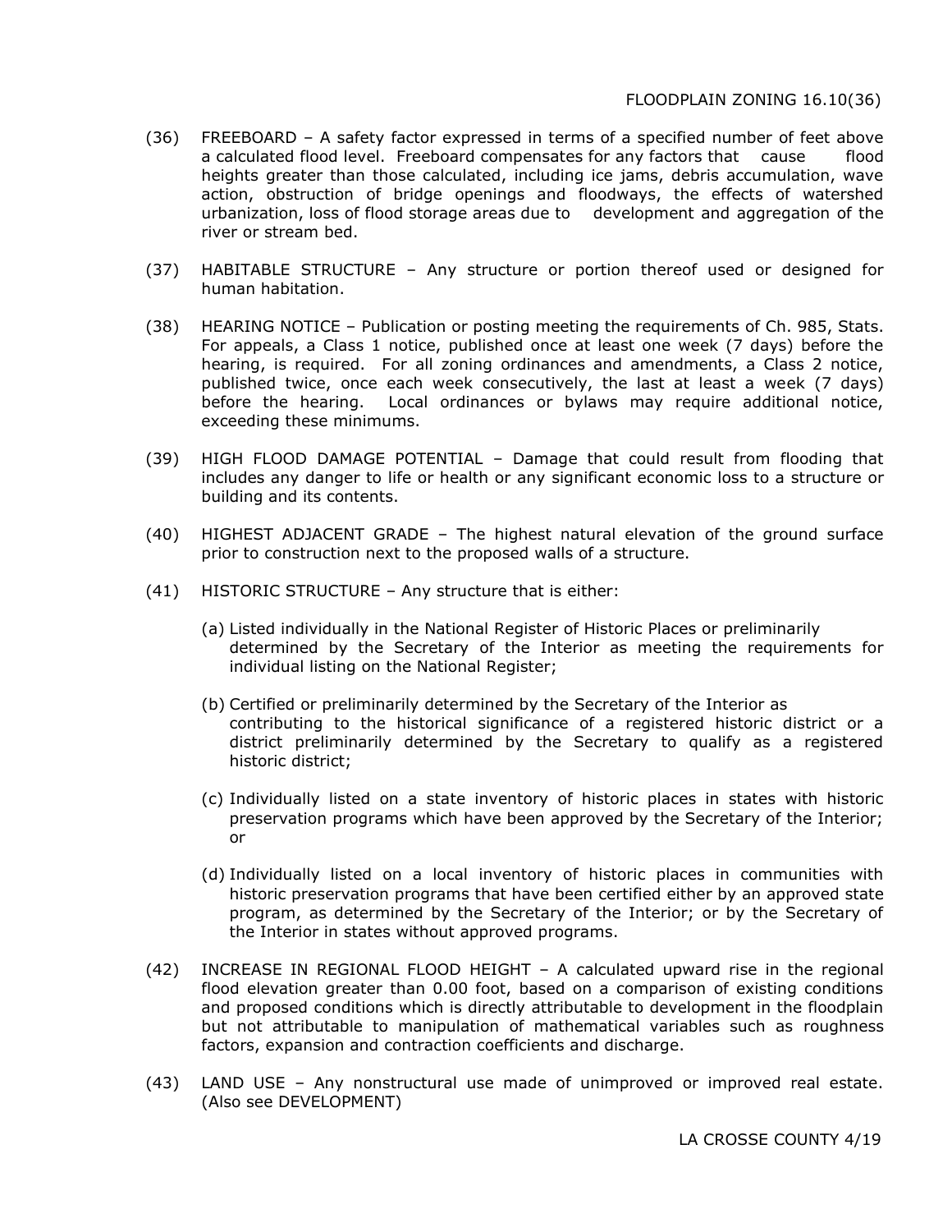(36) FREEBOARD – A safety factor expressed in terms of a specified number of feet above a calculated flood level. Freeboard compensates for any factors that cause flood heights greater than those calculated, including ice jams, debris accumulation, wave action, obstruction of bridge openings and floodways, the effects of watershed urbanization, loss of flood storage areas due to development and aggregation of the river or stream bed.

(37) HABITABLE STRUCTURE – Any structure or portion thereof used or designed for human habitation.

(38) HEARING NOTICE – Publication or posting meeting the requirements of Ch. 985, Stats. For appeals, a Class 1 notice, published once at least one week (7 days) before the hearing, is required. For all zoning ordinances and amendments, a Class 2 notice, published twice, once each week consecutively, the last at least a week (7 days) before the hearing. Local ordinances or bylaws may require additional notice, exceeding these minimums.

(39) HIGH FLOOD DAMAGE POTENTIAL – Damage that could result from flooding that includes any danger to life or health or any significant economic loss to a structure or building and its contents.

(40) HIGHEST ADJACENT GRADE – The highest natural elevation of the ground surface prior to construction next to the proposed walls of a structure.

(41) HISTORIC STRUCTURE – Any structure that is either:

(a) Listed individually in the National Register of Historic Places or preliminarily determined by the Secretary of the Interior as meeting the requirements for individual listing on the National Register;

(b) Certified or preliminarily determined by the Secretary of the Interior as contributing to the historical significance of a registered historic district or a district preliminarily determined by the Secretary to qualify as a registered historic district;

(c) Individually listed on a state inventory of historic places in states with historic preservation programs which have been approved by the Secretary of the Interior; or

(d) Individually listed on a local inventory of historic places in communities with historic preservation programs that have been certified either by an approved state program, as determined by the Secretary of the Interior; or by the Secretary of the Interior in states without approved programs.

(42) INCREASE IN REGIONAL FLOOD HEIGHT – A calculated upward rise in the regional flood elevation greater than 0.00 foot, based on a comparison of existing conditions and proposed conditions which is directly attributable to development in the floodplain but not attributable to manipulation of mathematical variables such as roughness factors, expansion and contraction coefficients and discharge.

(43) LAND USE – Any nonstructural use made of unimproved or improved real estate. (Also see DEVELOPMENT)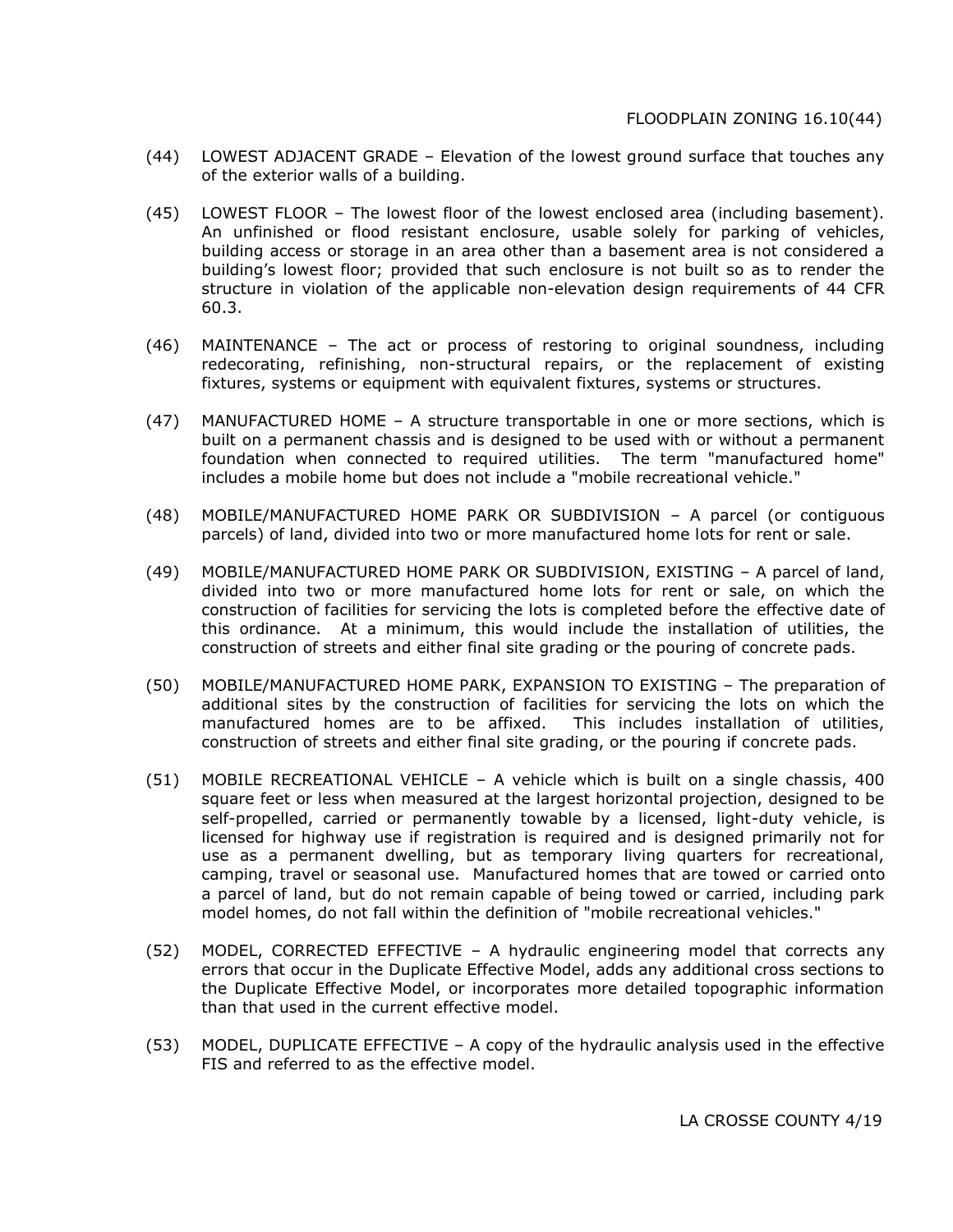(44) LOWEST ADJACENT GRADE – Elevation of the lowest ground surface that touches any of the exterior walls of a building.

(45) LOWEST FLOOR – The lowest floor of the lowest enclosed area (including basement). An unfinished or flood resistant enclosure, usable solely for parking of vehicles, building access or storage in an area other than a basement area is not considered a building's lowest floor; provided that such enclosure is not built so as to render the structure in violation of the applicable non-elevation design requirements of 44 CFR 60.3.

(46) MAINTENANCE – The act or process of restoring to original soundness, including redecorating, refinishing, non-structural repairs, or the replacement of existing fixtures, systems or equipment with equivalent fixtures, systems or structures.

(47) MANUFACTURED HOME – A structure transportable in one or more sections, which is built on a permanent chassis and is designed to be used with or without a permanent foundation when connected to required utilities. The term "manufactured home" includes a mobile home but does not include a "mobile recreational vehicle."

(48) MOBILE/MANUFACTURED HOME PARK OR SUBDIVISION – A parcel (or contiguous parcels) of land, divided into two or more manufactured home lots for rent or sale.

(49) MOBILE/MANUFACTURED HOME PARK OR SUBDIVISION, EXISTING – A parcel of land, divided into two or more manufactured home lots for rent or sale, on which the construction of facilities for servicing the lots is completed before the effective date of this ordinance. At a minimum, this would include the installation of utilities, the construction of streets and either final site grading or the pouring of concrete pads.

(50) MOBILE/MANUFACTURED HOME PARK, EXPANSION TO EXISTING – The preparation of additional sites by the construction of facilities for servicing the lots on which the manufactured homes are to be affixed. This includes installation of utilities, construction of streets and either final site grading, or the pouring if concrete pads.

(51) MOBILE RECREATIONAL VEHICLE – A vehicle which is built on a single chassis, 400 square feet or less when measured at the largest horizontal projection, designed to be self-propelled, carried or permanently towable by a licensed, light-duty vehicle, is licensed for highway use if registration is required and is designed primarily not for use as a permanent dwelling, but as temporary living quarters for recreational, camping, travel or seasonal use. Manufactured homes that are towed or carried onto a parcel of land, but do not remain capable of being towed or carried, including park model homes, do not fall within the definition of "mobile recreational vehicles."

(52) MODEL, CORRECTED EFFECTIVE – A hydraulic engineering model that corrects any errors that occur in the Duplicate Effective Model, adds any additional cross sections to the Duplicate Effective Model, or incorporates more detailed topographic information than that used in the current effective model.

(53) MODEL, DUPLICATE EFFECTIVE – A copy of the hydraulic analysis used in the effective FIS and referred to as the effective model.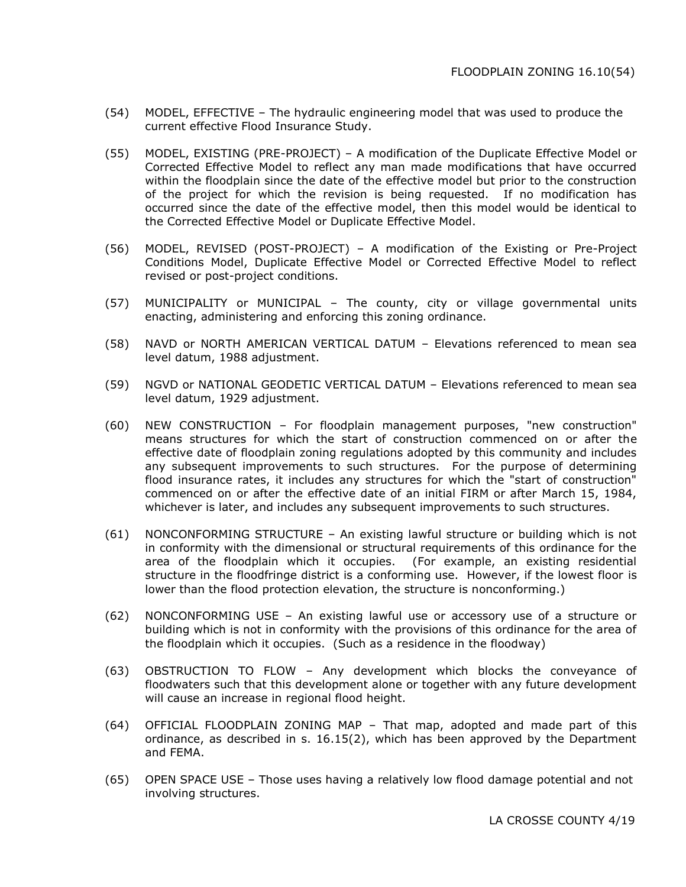(54) MODEL, EFFECTIVE – The hydraulic engineering model that was used to produce the current effective Flood Insurance Study.

(55) MODEL, EXISTING (PRE-PROJECT) – A modification of the Duplicate Effective Model or Corrected Effective Model to reflect any man made modifications that have occurred within the floodplain since the date of the effective model but prior to the construction of the project for which the revision is being requested. If no modification has occurred since the date of the effective model, then this model would be identical to the Corrected Effective Model or Duplicate Effective Model.

(56) MODEL, REVISED (POST-PROJECT) – A modification of the Existing or Pre-Project Conditions Model, Duplicate Effective Model or Corrected Effective Model to reflect revised or post-project conditions.

(57) MUNICIPALITY or MUNICIPAL – The county, city or village governmental units enacting, administering and enforcing this zoning ordinance.

(58) NAVD or NORTH AMERICAN VERTICAL DATUM – Elevations referenced to mean sea level datum, 1988 adjustment.

(59) NGVD or NATIONAL GEODETIC VERTICAL DATUM – Elevations referenced to mean sea level datum, 1929 adjustment.

(60) NEW CONSTRUCTION – For floodplain management purposes, "new construction" means structures for which the start of construction commenced on or after the effective date of floodplain zoning regulations adopted by this community and includes any subsequent improvements to such structures. For the purpose of determining flood insurance rates, it includes any structures for which the "start of construction" commenced on or after the effective date of an initial FIRM or after March 15, 1984, whichever is later, and includes any subsequent improvements to such structures.

(61) NONCONFORMING STRUCTURE – An existing lawful structure or building which is not in conformity with the dimensional or structural requirements of this ordinance for the area of the floodplain which it occupies. (For example, an existing residential structure in the floodfringe district is a conforming use. However, if the lowest floor is lower than the flood protection elevation, the structure is nonconforming.)

(62) NONCONFORMING USE – An existing lawful use or accessory use of a structure or building which is not in conformity with the provisions of this ordinance for the area of the floodplain which it occupies. (Such as a residence in the floodway)

(63) OBSTRUCTION TO FLOW – Any development which blocks the conveyance of floodwaters such that this development alone or together with any future development will cause an increase in regional flood height.

(64) OFFICIAL FLOODPLAIN ZONING MAP – That map, adopted and made part of this ordinance, as described in s. 16.15(2), which has been approved by the Department and FEMA.

(65) OPEN SPACE USE – Those uses having a relatively low flood damage potential and not involving structures.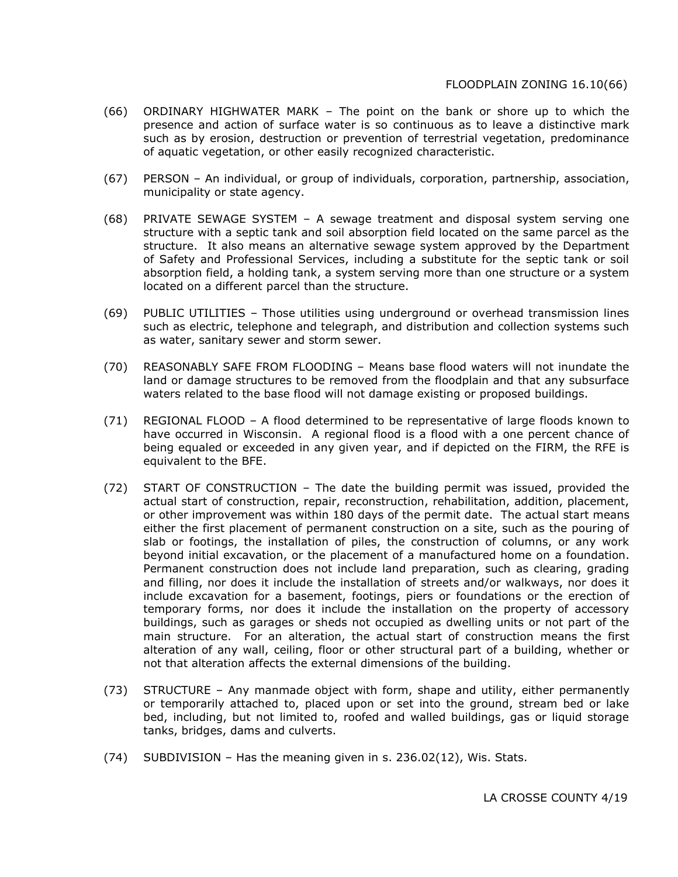(66) ORDINARY HIGHWATER MARK – The point on the bank or shore up to which the presence and action of surface water is so continuous as to leave a distinctive mark such as by erosion, destruction or prevention of terrestrial vegetation, predominance of aquatic vegetation, or other easily recognized characteristic.

(67) PERSON – An individual, or group of individuals, corporation, partnership, association, municipality or state agency.

(68) PRIVATE SEWAGE SYSTEM – A sewage treatment and disposal system serving one structure with a septic tank and soil absorption field located on the same parcel as the structure. It also means an alternative sewage system approved by the Department of Safety and Professional Services, including a substitute for the septic tank or soil absorption field, a holding tank, a system serving more than one structure or a system located on a different parcel than the structure.

(69) PUBLIC UTILITIES – Those utilities using underground or overhead transmission lines such as electric, telephone and telegraph, and distribution and collection systems such as water, sanitary sewer and storm sewer.

(70) REASONABLY SAFE FROM FLOODING – Means base flood waters will not inundate the land or damage structures to be removed from the floodplain and that any subsurface waters related to the base flood will not damage existing or proposed buildings.

(71) REGIONAL FLOOD – A flood determined to be representative of large floods known to have occurred in Wisconsin. A regional flood is a flood with a one percent chance of being equaled or exceeded in any given year, and if depicted on the FIRM, the RFE is equivalent to the BFE.

(72) START OF CONSTRUCTION – The date the building permit was issued, provided the actual start of construction, repair, reconstruction, rehabilitation, addition, placement, or other improvement was within 180 days of the permit date. The actual start means either the first placement of permanent construction on a site, such as the pouring of slab or footings, the installation of piles, the construction of columns, or any work beyond initial excavation, or the placement of a manufactured home on a foundation. Permanent construction does not include land preparation, such as clearing, grading and filling, nor does it include the installation of streets and/or walkways, nor does it include excavation for a basement, footings, piers or foundations or the erection of temporary forms, nor does it include the installation on the property of accessory buildings, such as garages or sheds not occupied as dwelling units or not part of the main structure. For an alteration, the actual start of construction means the first alteration of any wall, ceiling, floor or other structural part of a building, whether or not that alteration affects the external dimensions of the building.

(73) STRUCTURE – Any manmade object with form, shape and utility, either permanently or temporarily attached to, placed upon or set into the ground, stream bed or lake bed, including, but not limited to, roofed and walled buildings, gas or liquid storage tanks, bridges, dams and culverts.

(74) SUBDIVISION – Has the meaning given in s. 236.02(12), Wis. Stats.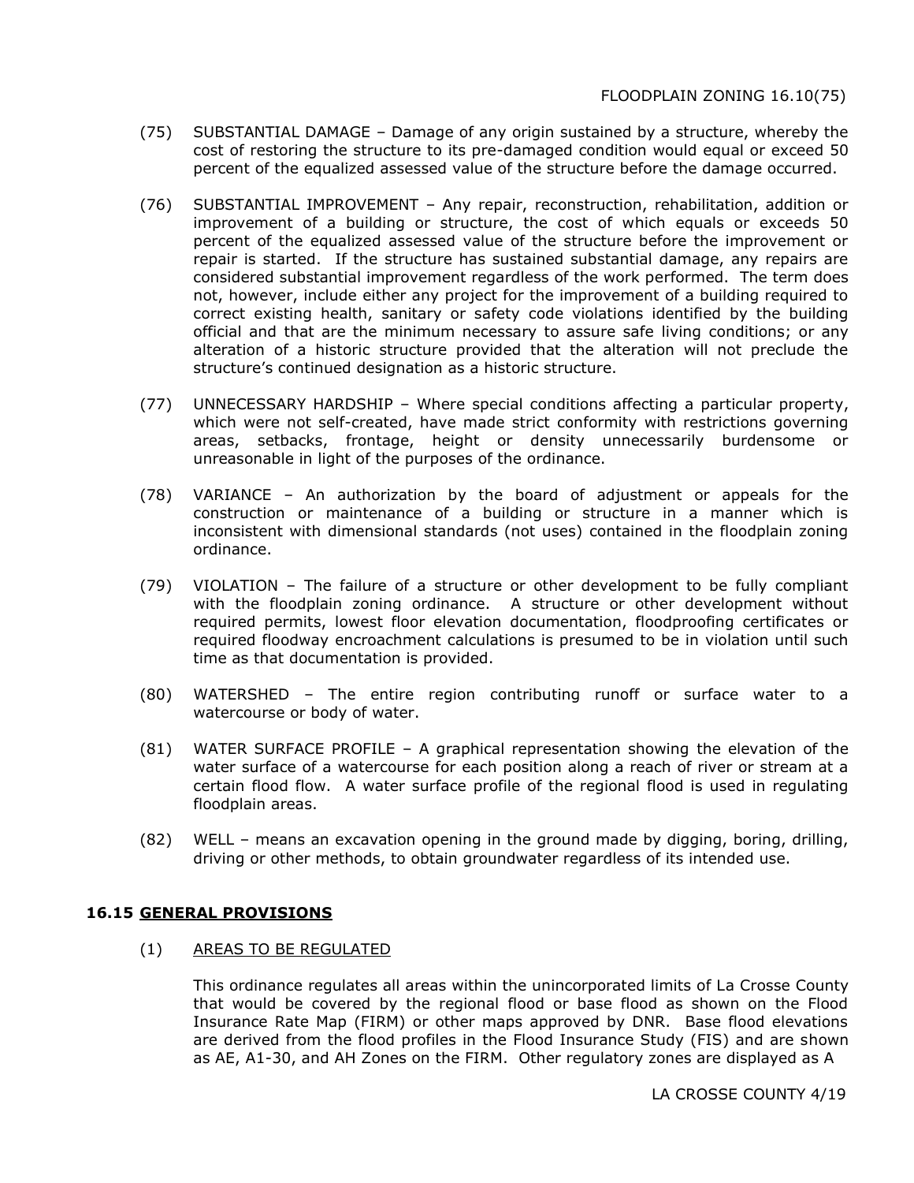(75) SUBSTANTIAL DAMAGE – Damage of any origin sustained by a structure, whereby the cost of restoring the structure to its pre-damaged condition would equal or exceed 50 percent of the equalized assessed value of the structure before the damage occurred.

(76) SUBSTANTIAL IMPROVEMENT – Any repair, reconstruction, rehabilitation, addition or improvement of a building or structure, the cost of which equals or exceeds 50 percent of the equalized assessed value of the structure before the improvement or repair is started. If the structure has sustained substantial damage, any repairs are considered substantial improvement regardless of the work performed. The term does not, however, include either any project for the improvement of a building required to correct existing health, sanitary or safety code violations identified by the building official and that are the minimum necessary to assure safe living conditions; or any alteration of a historic structure provided that the alteration will not preclude the structure's continued designation as a historic structure.

(77) UNNECESSARY HARDSHIP – Where special conditions affecting a particular property, which were not self-created, have made strict conformity with restrictions governing areas, setbacks, frontage, height or density unnecessarily burdensome or unreasonable in light of the purposes of the ordinance.

(78) VARIANCE – An authorization by the board of adjustment or appeals for the construction or maintenance of a building or structure in a manner which is inconsistent with dimensional standards (not uses) contained in the floodplain zoning ordinance.

(79) VIOLATION – The failure of a structure or other development to be fully compliant with the floodplain zoning ordinance. A structure or other development without required permits, lowest floor elevation documentation, floodproofing certificates or required floodway encroachment calculations is presumed to be in violation until such time as that documentation is provided.

(80) WATERSHED – The entire region contributing runoff or surface water to a watercourse or body of water.

(81) WATER SURFACE PROFILE – A graphical representation showing the elevation of the water surface of a watercourse for each position along a reach of river or stream at a certain flood flow. A water surface profile of the regional flood is used in regulating floodplain areas.

(82) WELL – means an excavation opening in the ground made by digging, boring, drilling, driving or other methods, to obtain groundwater regardless of its intended use.

## 16.15 GENERAL PROVISIONS

(1) AREAS TO BE REGULATED

This ordinance regulates all areas within the unincorporated limits of La Crosse County that would be covered by the regional flood or base flood as shown on the Flood Insurance Rate Map (FIRM) or other maps approved by DNR. Base flood elevations are derived from the flood profiles in the Flood Insurance Study (FIS) and are shown as AE, A1-30, and AH Zones on the FIRM. Other regulatory zones are displayed as A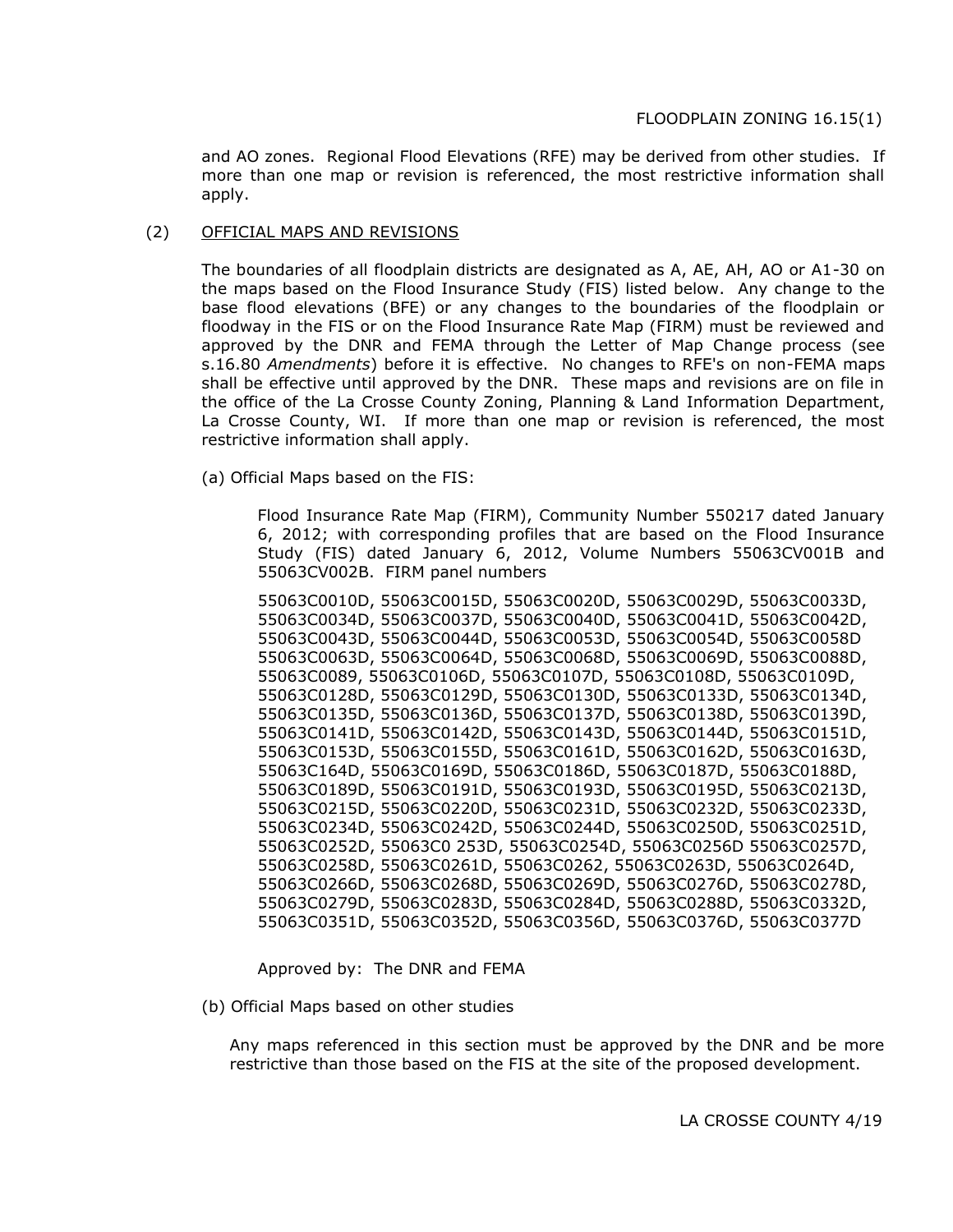and AO zones. Regional Flood Elevations (RFE) may be derived from other studies. If more than one map or revision is referenced, the most restrictive information shall apply.

(2) OFFICIAL MAPS AND REVISIONS

The boundaries of all floodplain districts are designated as A, AE, AH, AO or A1-30 on the maps based on the Flood Insurance Study (FIS) listed below. Any change to the base flood elevations (BFE) or any changes to the boundaries of the floodplain or floodway in the FIS or on the Flood Insurance Rate Map (FIRM) must be reviewed and approved by the DNR and FEMA through the Letter of Map Change process (see s.16.80 *Amendments*) before it is effective. No changes to RFE's on non-FEMA maps shall be effective until approved by the DNR. These maps and revisions are on file in the office of the La Crosse County Zoning, Planning & Land Information Department, La Crosse County, WI. If more than one map or revision is referenced, the most restrictive information shall apply.

(a) Official Maps based on the FIS:

Flood Insurance Rate Map (FIRM), Community Number 550217 dated January 6, 2012; with corresponding profiles that are based on the Flood Insurance Study (FIS) dated January 6, 2012, Volume Numbers 55063CV001B and 55063CV002B. FIRM panel numbers

55063C0010D, 55063C0015D, 55063C0020D, 55063C0029D, 55063C0033D, 55063C0034D, 55063C0037D, 55063C0040D, 55063C0041D, 55063C0042D, 55063C0043D, 55063C0044D, 55063C0053D, 55063C0054D, 55063C0058D 55063C0063D, 55063C0064D, 55063C0068D, 55063C0069D, 55063C0088D, 55063C0089, 55063C0106D, 55063C0107D, 55063C0108D, 55063C0109D, 55063C0128D, 55063C0129D, 55063C0130D, 55063C0133D, 55063C0134D, 55063C0135D, 55063C0136D, 55063C0137D, 55063C0138D, 55063C0139D, 55063C0141D, 55063C0142D, 55063C0143D, 55063C0144D, 55063C0151D, 55063C0153D, 55063C0155D, 55063C0161D, 55063C0162D, 55063C0163D, 55063C164D, 55063C0169D, 55063C0186D, 55063C0187D, 55063C0188D, 55063C0189D, 55063C0191D, 55063C0193D, 55063C0195D, 55063C0213D, 55063C0215D, 55063C0220D, 55063C0231D, 55063C0232D, 55063C0233D, 55063C0234D, 55063C0242D, 55063C0244D, 55063C0250D, 55063C0251D, 55063C0252D, 55063C0 253D, 55063C0254D, 55063C0256D 55063C0257D, 55063C0258D, 55063C0261D, 55063C0262, 55063C0263D, 55063C0264D, 55063C0266D, 55063C0268D, 55063C0269D, 55063C0276D, 55063C0278D, 55063C0279D, 55063C0283D, 55063C0284D, 55063C0288D, 55063C0332D, 55063C0351D, 55063C0352D, 55063C0356D, 55063C0376D, 55063C0377D

Approved by: The DNR and FEMA

(b) Official Maps based on other studies

Any maps referenced in this section must be approved by the DNR and be more restrictive than those based on the FIS at the site of the proposed development.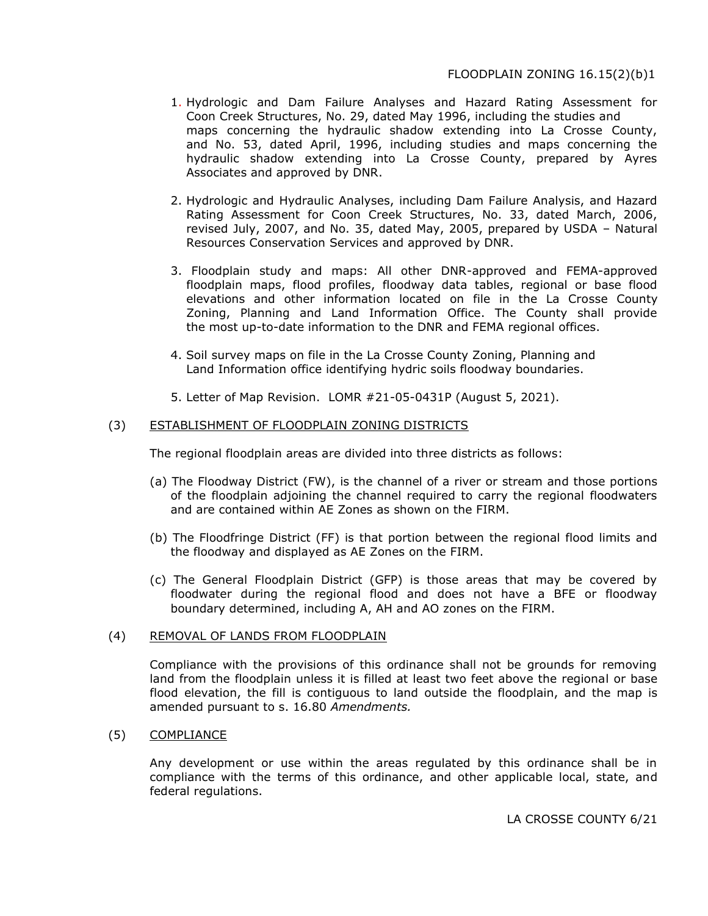1. Hydrologic and Dam Failure Analyses and Hazard Rating Assessment for Coon Creek Structures, No. 29, dated May 1996, including the studies and maps concerning the hydraulic shadow extending into La Crosse County, and No. 53, dated April, 1996, including studies and maps concerning the hydraulic shadow extending into La Crosse County, prepared by Ayres Associates and approved by DNR.

2. Hydrologic and Hydraulic Analyses, including Dam Failure Analysis, and Hazard Rating Assessment for Coon Creek Structures, No. 33, dated March, 2006, revised July, 2007, and No. 35, dated May, 2005, prepared by USDA – Natural Resources Conservation Services and approved by DNR.

3. Floodplain study and maps: All other DNR-approved and FEMA-approved floodplain maps, flood profiles, floodway data tables, regional or base flood elevations and other information located on file in the La Crosse County Zoning, Planning and Land Information Office. The County shall provide the most up-to-date information to the DNR and FEMA regional offices.

4. Soil survey maps on file in the La Crosse County Zoning, Planning and Land Information office identifying hydric soils floodway boundaries.

5. Letter of Map Revision. LOMR #21-05-0431P (August 5, 2021).

(3) ESTABLISHMENT OF FLOODPLAIN ZONING DISTRICTS

The regional floodplain areas are divided into three districts as follows:

(a) The Floodway District (FW), is the channel of a river or stream and those portions of the floodplain adjoining the channel required to carry the regional floodwaters and are contained within AE Zones as shown on the FIRM.

(b) The Floodfringe District (FF) is that portion between the regional flood limits and the floodway and displayed as AE Zones on the FIRM.

(c) The General Floodplain District (GFP) is those areas that may be covered by floodwater during the regional flood and does not have a BFE or floodway boundary determined, including A, AH and AO zones on the FIRM.

(4) REMOVAL OF LANDS FROM FLOODPLAIN

Compliance with the provisions of this ordinance shall not be grounds for removing land from the floodplain unless it is filled at least two feet above the regional or base flood elevation, the fill is contiguous to land outside the floodplain, and the map is amended pursuant to s. 16.80 *Amendments.*

(5) COMPLIANCE

Any development or use within the areas regulated by this ordinance shall be in compliance with the terms of this ordinance, and other applicable local, state, and federal regulations.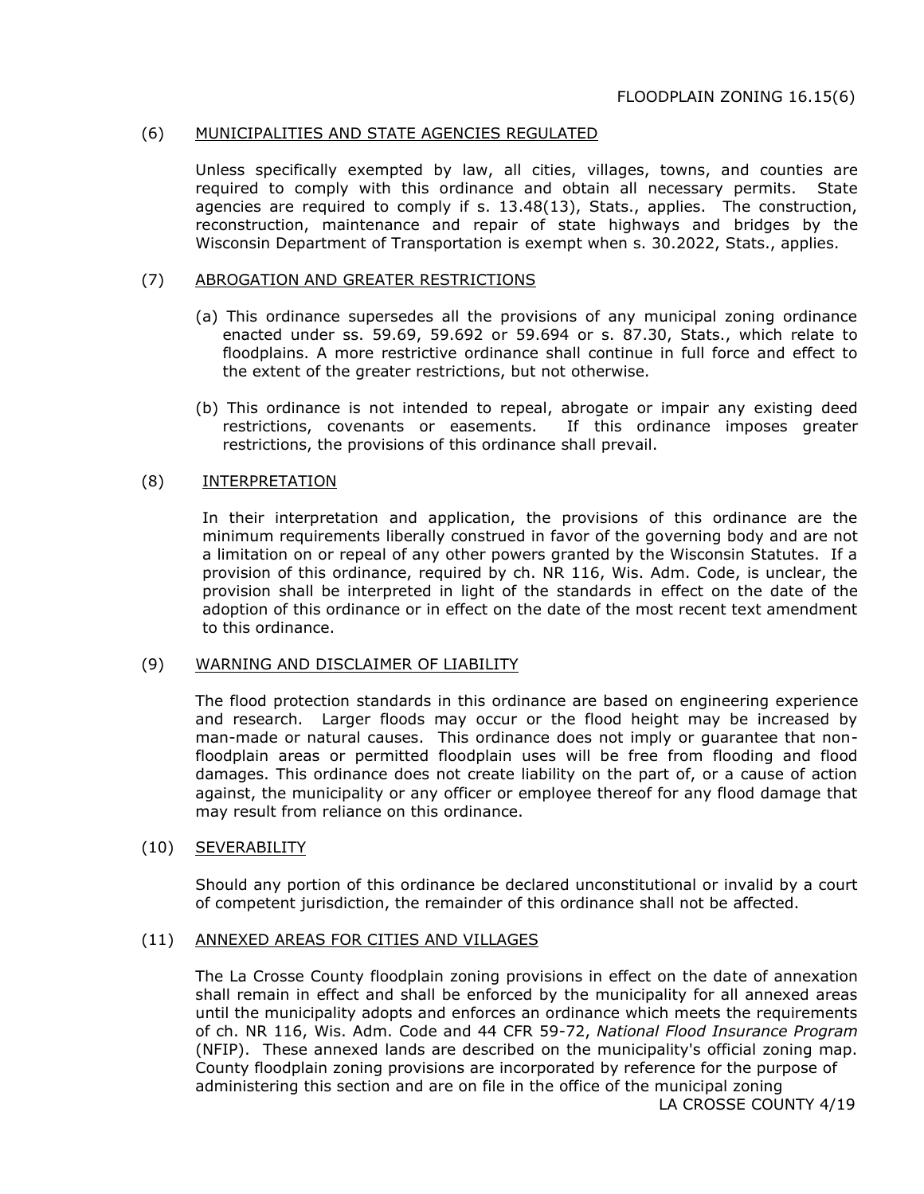## (6) MUNICIPALITIES AND STATE AGENCIES REGULATED

Unless specifically exempted by law, all cities, villages, towns, and counties are required to comply with this ordinance and obtain all necessary permits. State agencies are required to comply if s. 13.48(13), Stats., applies. The construction, reconstruction, maintenance and repair of state highways and bridges by the Wisconsin Department of Transportation is exempt when s. 30.2022, Stats., applies.

## (7) ABROGATION AND GREATER RESTRICTIONS

(a) This ordinance supersedes all the provisions of any municipal zoning ordinance enacted under ss. 59.69, 59.692 or 59.694 or s. 87.30, Stats., which relate to floodplains. A more restrictive ordinance shall continue in full force and effect to the extent of the greater restrictions, but not otherwise.

(b) This ordinance is not intended to repeal, abrogate or impair any existing deed restrictions, covenants or easements. If this ordinance imposes greater restrictions, the provisions of this ordinance shall prevail.

## (8) INTERPRETATION

In their interpretation and application, the provisions of this ordinance are the minimum requirements liberally construed in favor of the governing body and are not a limitation on or repeal of any other powers granted by the Wisconsin Statutes. If a provision of this ordinance, required by ch. NR 116, Wis. Adm. Code, is unclear, the provision shall be interpreted in light of the standards in effect on the date of the adoption of this ordinance or in effect on the date of the most recent text amendment to this ordinance.

## (9) WARNING AND DISCLAIMER OF LIABILITY

The flood protection standards in this ordinance are based on engineering experience and research. Larger floods may occur or the flood height may be increased by man-made or natural causes. This ordinance does not imply or guarantee that non-floodplain areas or permitted floodplain uses will be free from flooding and flood damages. This ordinance does not create liability on the part of, or a cause of action against, the municipality or any officer or employee thereof for any flood damage that may result from reliance on this ordinance.

## (10) SEVERABILITY

Should any portion of this ordinance be declared unconstitutional or invalid by a court of competent jurisdiction, the remainder of this ordinance shall not be affected.

## (11) ANNEXED AREAS FOR CITIES AND VILLAGES

The La Crosse County floodplain zoning provisions in effect on the date of annexation shall remain in effect and shall be enforced by the municipality for all annexed areas until the municipality adopts and enforces an ordinance which meets the requirements of ch. NR 116, Wis. Adm. Code and 44 CFR 59-72, *National Flood Insurance Program* (NFIP). These annexed lands are described on the municipality's official zoning map. County floodplain zoning provisions are incorporated by reference for the purpose of administering this section and are on file in the office of the municipal zoning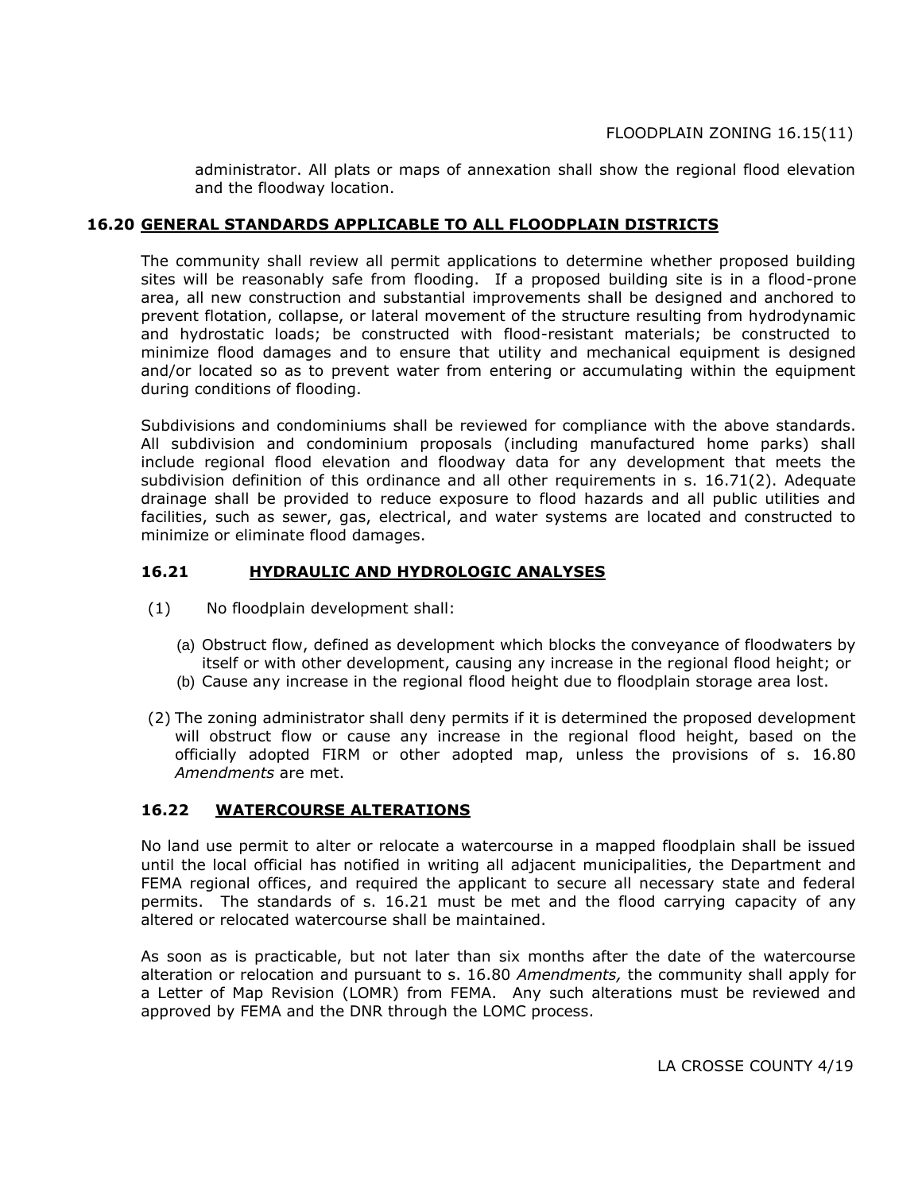administrator. All plats or maps of annexation shall show the regional flood elevation and the floodway location.

## 16.20 GENERAL STANDARDS APPLICABLE TO ALL FLOODPLAIN DISTRICTS

The community shall review all permit applications to determine whether proposed building sites will be reasonably safe from flooding. If a proposed building site is in a flood-prone area, all new construction and substantial improvements shall be designed and anchored to prevent flotation, collapse, or lateral movement of the structure resulting from hydrodynamic and hydrostatic loads; be constructed with flood-resistant materials; be constructed to minimize flood damages and to ensure that utility and mechanical equipment is designed and/or located so as to prevent water from entering or accumulating within the equipment during conditions of flooding.

Subdivisions and condominiums shall be reviewed for compliance with the above standards. All subdivision and condominium proposals (including manufactured home parks) shall include regional flood elevation and floodway data for any development that meets the subdivision definition of this ordinance and all other requirements in s. 16.71(2). Adequate drainage shall be provided to reduce exposure to flood hazards and all public utilities and facilities, such as sewer, gas, electrical, and water systems are located and constructed to minimize or eliminate flood damages.

### 16.21 HYDRAULIC AND HYDROLOGIC ANALYSES

(1) No floodplain development shall:

(a) Obstruct flow, defined as development which blocks the conveyance of floodwaters by itself or with other development, causing any increase in the regional flood height; or

(b) Cause any increase in the regional flood height due to floodplain storage area lost.

(2) The zoning administrator shall deny permits if it is determined the proposed development will obstruct flow or cause any increase in the regional flood height, based on the officially adopted FIRM or other adopted map, unless the provisions of s. 16.80 *Amendments* are met.

### 16.22 WATERCOURSE ALTERATIONS

No land use permit to alter or relocate a watercourse in a mapped floodplain shall be issued until the local official has notified in writing all adjacent municipalities, the Department and FEMA regional offices, and required the applicant to secure all necessary state and federal permits. The standards of s. 16.21 must be met and the flood carrying capacity of any altered or relocated watercourse shall be maintained.

As soon as is practicable, but not later than six months after the date of the watercourse alteration or relocation and pursuant to s. 16.80 *Amendments,* the community shall apply for a Letter of Map Revision (LOMR) from FEMA. Any such alterations must be reviewed and approved by FEMA and the DNR through the LOMC process.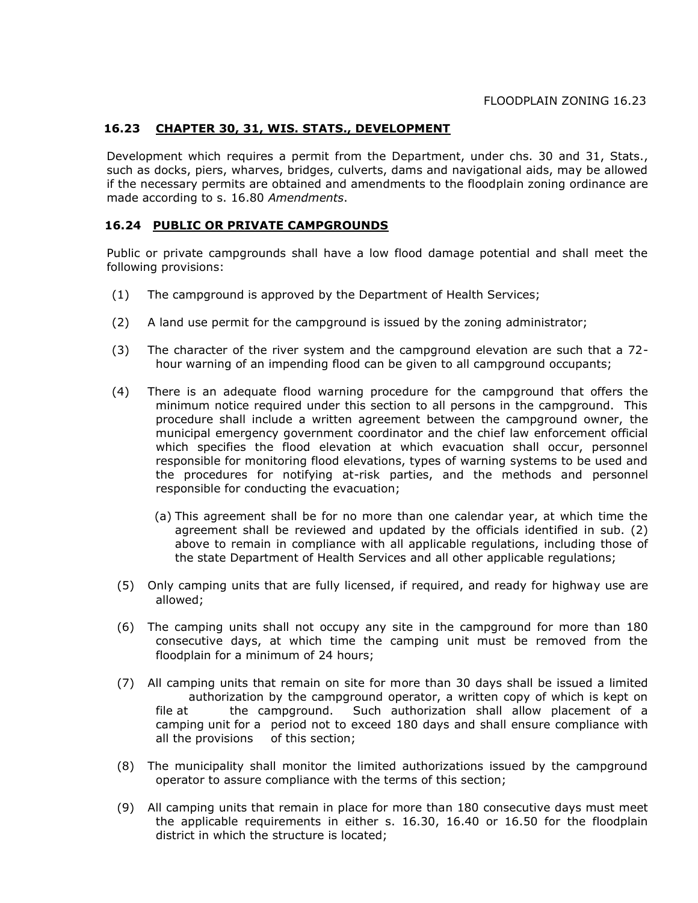## 16.23 CHAPTER 30, 31, WIS. STATS., DEVELOPMENT

Development which requires a permit from the Department, under chs. 30 and 31, Stats., such as docks, piers, wharves, bridges, culverts, dams and navigational aids, may be allowed if the necessary permits are obtained and amendments to the floodplain zoning ordinance are made according to s. 16.80 *Amendments*.

## 16.24 PUBLIC OR PRIVATE CAMPGROUNDS

Public or private campgrounds shall have a low flood damage potential and shall meet the following provisions:

(1) The campground is approved by the Department of Health Services;

(2) A land use permit for the campground is issued by the zoning administrator;

(3) The character of the river system and the campground elevation are such that a 72-hour warning of an impending flood can be given to all campground occupants;

(4) There is an adequate flood warning procedure for the campground that offers the minimum notice required under this section to all persons in the campground. This procedure shall include a written agreement between the campground owner, the municipal emergency government coordinator and the chief law enforcement official which specifies the flood elevation at which evacuation shall occur, personnel responsible for monitoring flood elevations, types of warning systems to be used and the procedures for notifying at-risk parties, and the methods and personnel responsible for conducting the evacuation;

   (a) This agreement shall be for no more than one calendar year, at which time the agreement shall be reviewed and updated by the officials identified in sub. (2) above to remain in compliance with all applicable regulations, including those of the state Department of Health Services and all other applicable regulations;

(5) Only camping units that are fully licensed, if required, and ready for highway use are allowed;

(6) The camping units shall not occupy any site in the campground for more than 180 consecutive days, at which time the camping unit must be removed from the floodplain for a minimum of 24 hours;

(7) All camping units that remain on site for more than 30 days shall be issued a limited authorization by the campground operator, a written copy of which is kept on file at the campground. Such authorization shall allow placement of a camping unit for a period not to exceed 180 days and shall ensure compliance with all the provisions of this section;

(8) The municipality shall monitor the limited authorizations issued by the campground operator to assure compliance with the terms of this section;

(9) All camping units that remain in place for more than 180 consecutive days must meet the applicable requirements in either s. 16.30, 16.40 or 16.50 for the floodplain district in which the structure is located;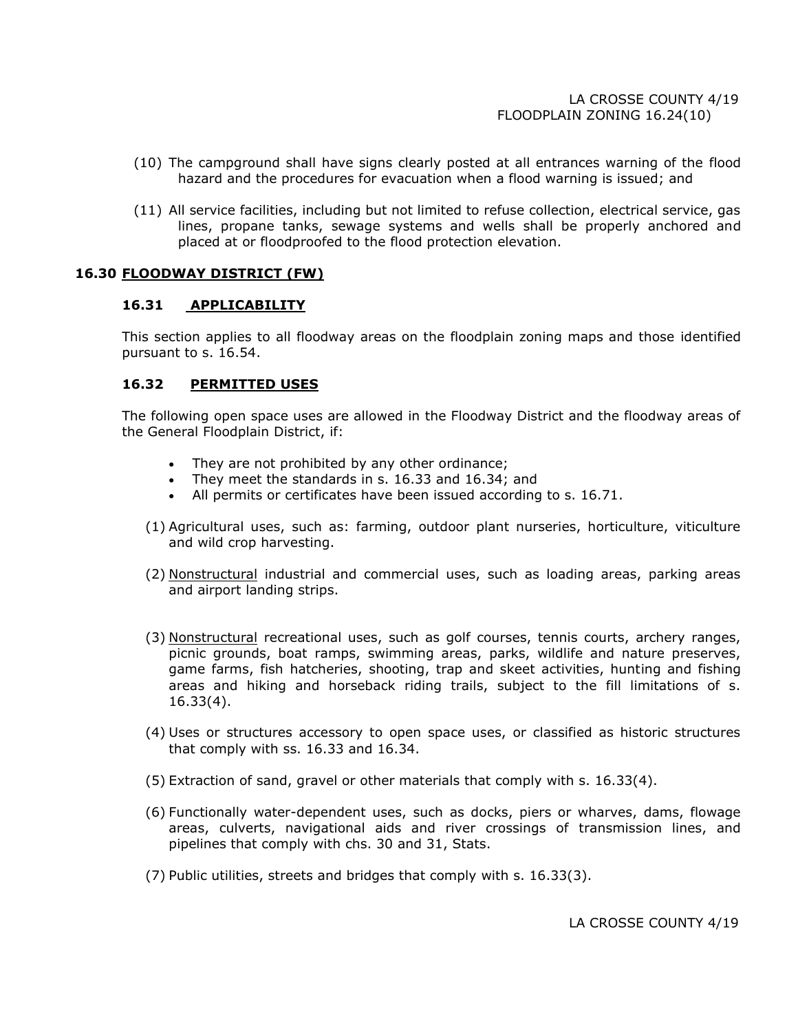(10) The campground shall have signs clearly posted at all entrances warning of the flood hazard and the procedures for evacuation when a flood warning is issued; and

(11) All service facilities, including but not limited to refuse collection, electrical service, gas lines, propane tanks, sewage systems and wells shall be properly anchored and placed at or floodproofed to the flood protection elevation.

## 16.30 FLOODWAY DISTRICT (FW)

### 16.31 APPLICABILITY

This section applies to all floodway areas on the floodplain zoning maps and those identified pursuant to s. 16.54.

### 16.32 PERMITTED USES

The following open space uses are allowed in the Floodway District and the floodway areas of the General Floodplain District, if:

- They are not prohibited by any other ordinance;
- They meet the standards in s. 16.33 and 16.34; and
- All permits or certificates have been issued according to s. 16.71.

(1) Agricultural uses, such as: farming, outdoor plant nurseries, horticulture, viticulture and wild crop harvesting.

(2) Nonstructural industrial and commercial uses, such as loading areas, parking areas and airport landing strips.

(3) Nonstructural recreational uses, such as golf courses, tennis courts, archery ranges, picnic grounds, boat ramps, swimming areas, parks, wildlife and nature preserves, game farms, fish hatcheries, shooting, trap and skeet activities, hunting and fishing areas and hiking and horseback riding trails, subject to the fill limitations of s. 16.33(4).

(4) Uses or structures accessory to open space uses, or classified as historic structures that comply with ss. 16.33 and 16.34.

(5) Extraction of sand, gravel or other materials that comply with s. 16.33(4).

(6) Functionally water-dependent uses, such as docks, piers or wharves, dams, flowage areas, culverts, navigational aids and river crossings of transmission lines, and pipelines that comply with chs. 30 and 31, Stats.

(7) Public utilities, streets and bridges that comply with s. 16.33(3).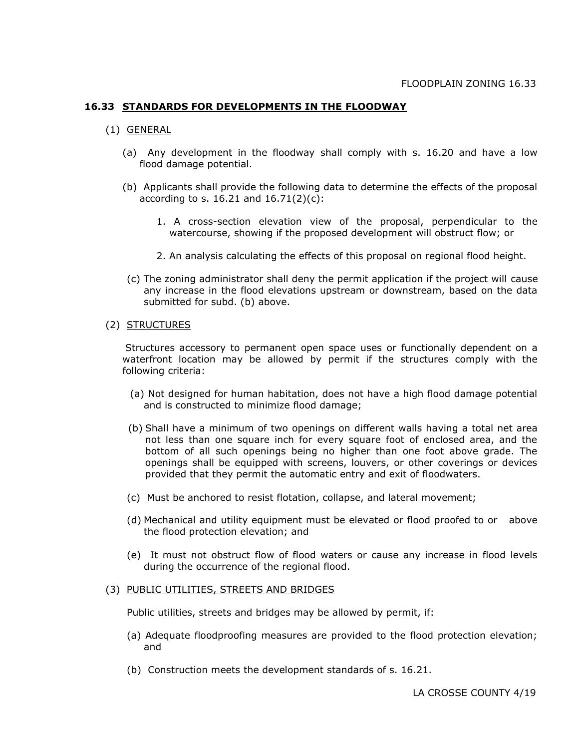## 16.33 STANDARDS FOR DEVELOPMENTS IN THE FLOODWAY

(1) GENERAL

(a) Any development in the floodway shall comply with s. 16.20 and have a low flood damage potential.

(b) Applicants shall provide the following data to determine the effects of the proposal according to s. 16.21 and 16.71(2)(c):

1. A cross-section elevation view of the proposal, perpendicular to the watercourse, showing if the proposed development will obstruct flow; or

2. An analysis calculating the effects of this proposal on regional flood height.

(c) The zoning administrator shall deny the permit application if the project will cause any increase in the flood elevations upstream or downstream, based on the data submitted for subd. (b) above.

(2) STRUCTURES

Structures accessory to permanent open space uses or functionally dependent on a waterfront location may be allowed by permit if the structures comply with the following criteria:

(a) Not designed for human habitation, does not have a high flood damage potential and is constructed to minimize flood damage;

(b) Shall have a minimum of two openings on different walls having a total net area not less than one square inch for every square foot of enclosed area, and the bottom of all such openings being no higher than one foot above grade. The openings shall be equipped with screens, louvers, or other coverings or devices provided that they permit the automatic entry and exit of floodwaters.

(c) Must be anchored to resist flotation, collapse, and lateral movement;

(d) Mechanical and utility equipment must be elevated or flood proofed to or above the flood protection elevation; and

(e) It must not obstruct flow of flood waters or cause any increase in flood levels during the occurrence of the regional flood.

(3) PUBLIC UTILITIES, STREETS AND BRIDGES

Public utilities, streets and bridges may be allowed by permit, if:

(a) Adequate floodproofing measures are provided to the flood protection elevation; and

(b) Construction meets the development standards of s. 16.21.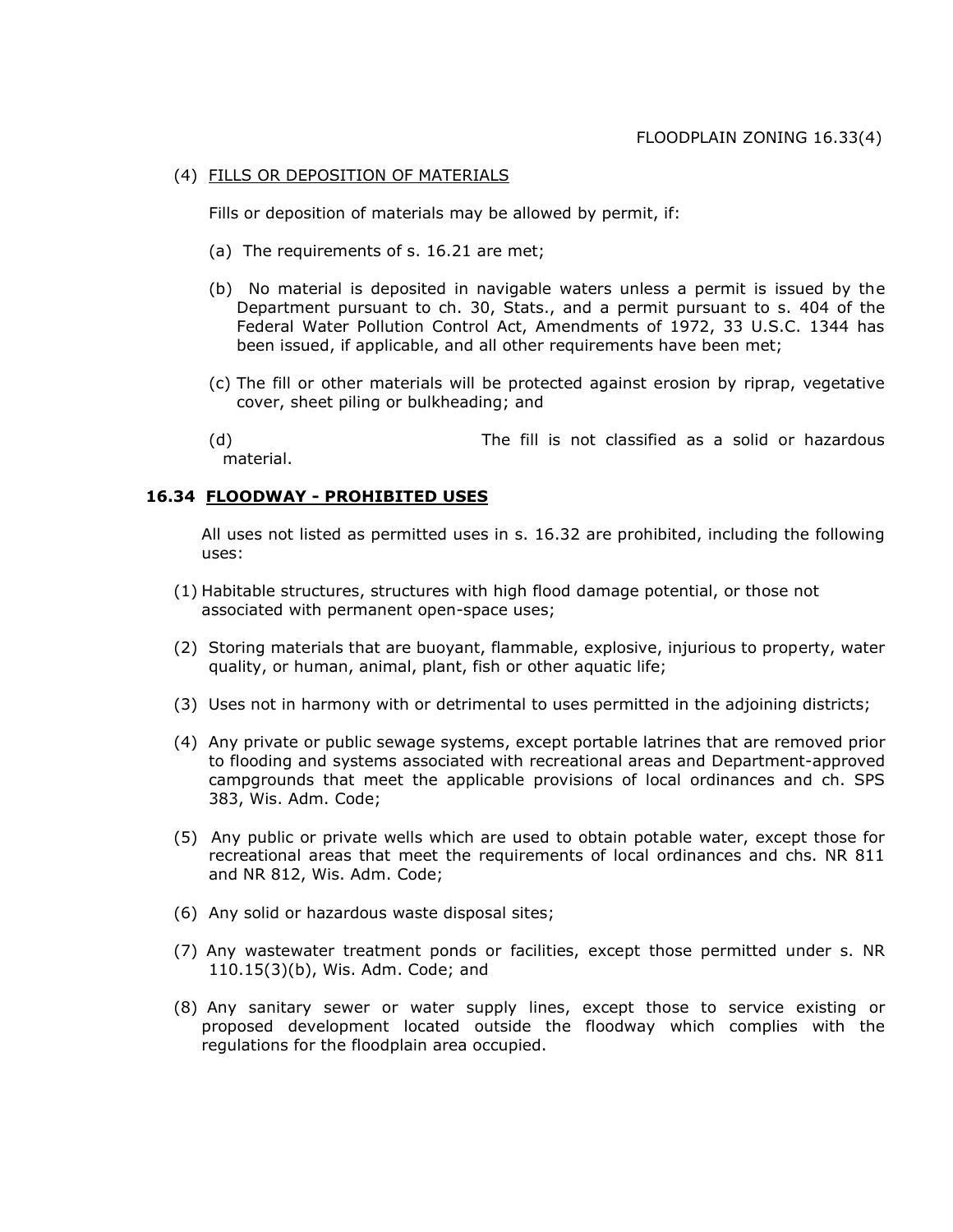(4) FILLS OR DEPOSITION OF MATERIALS

Fills or deposition of materials may be allowed by permit, if:

(a) The requirements of s. 16.21 are met;

(b) No material is deposited in navigable waters unless a permit is issued by the Department pursuant to ch. 30, Stats., and a permit pursuant to s. 404 of the Federal Water Pollution Control Act, Amendments of 1972, 33 U.S.C. 1344 has been issued, if applicable, and all other requirements have been met;

(c) The fill or other materials will be protected against erosion by riprap, vegetative cover, sheet piling or bulkheading; and

(d) The fill is not classified as a solid or hazardous material.

## 16.34 FLOODWAY - PROHIBITED USES

All uses not listed as permitted uses in s. 16.32 are prohibited, including the following uses:

(1) Habitable structures, structures with high flood damage potential, or those not associated with permanent open-space uses;

(2) Storing materials that are buoyant, flammable, explosive, injurious to property, water quality, or human, animal, plant, fish or other aquatic life;

(3) Uses not in harmony with or detrimental to uses permitted in the adjoining districts;

(4) Any private or public sewage systems, except portable latrines that are removed prior to flooding and systems associated with recreational areas and Department-approved campgrounds that meet the applicable provisions of local ordinances and ch. SPS 383, Wis. Adm. Code;

(5) Any public or private wells which are used to obtain potable water, except those for recreational areas that meet the requirements of local ordinances and chs. NR 811 and NR 812, Wis. Adm. Code;

(6) Any solid or hazardous waste disposal sites;

(7) Any wastewater treatment ponds or facilities, except those permitted under s. NR 110.15(3)(b), Wis. Adm. Code; and

(8) Any sanitary sewer or water supply lines, except those to service existing or proposed development located outside the floodway which complies with the regulations for the floodplain area occupied.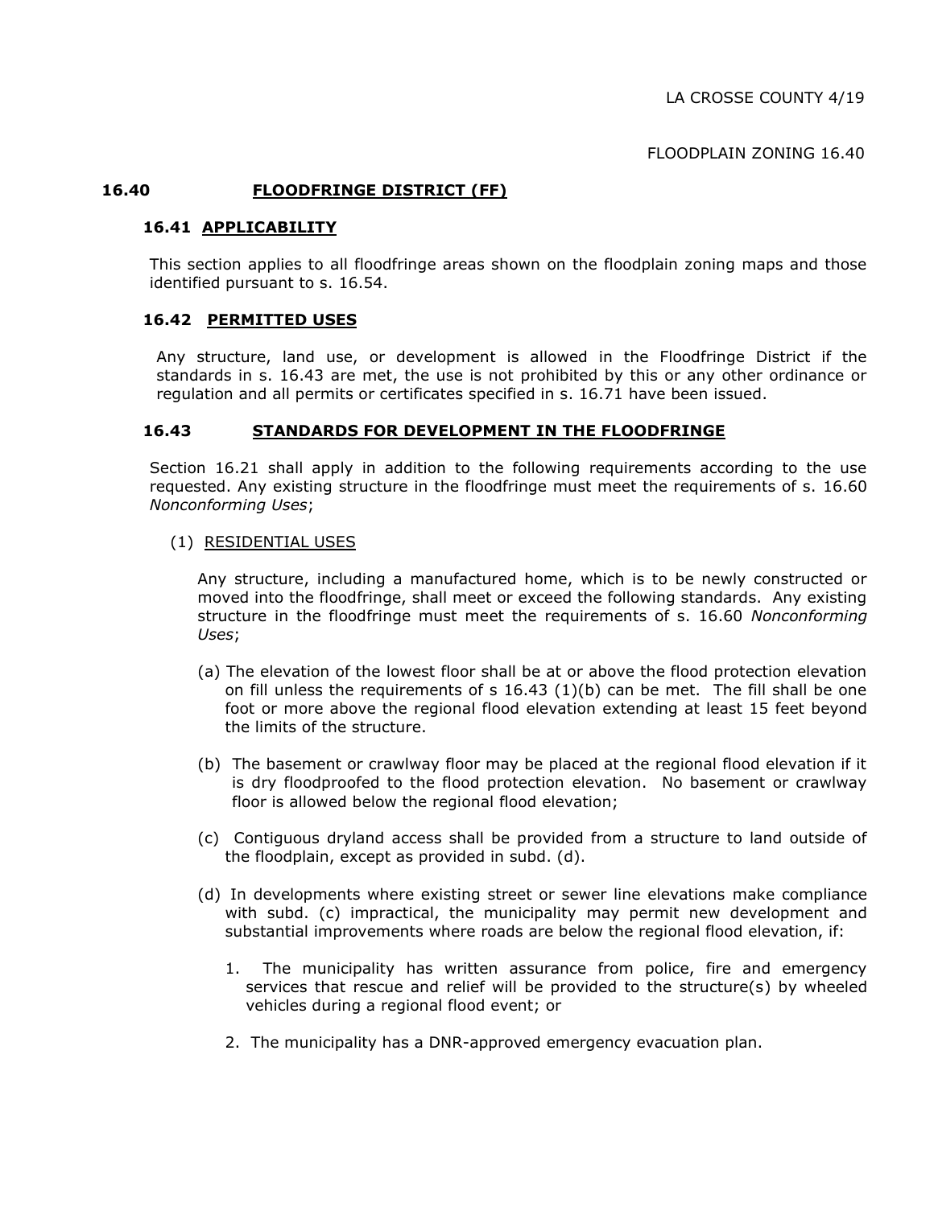## 16.40 FLOODFRINGE DISTRICT (FF)

### 16.41 APPLICABILITY

This section applies to all floodfringe areas shown on the floodplain zoning maps and those identified pursuant to s. 16.54.

### 16.42 PERMITTED USES

Any structure, land use, or development is allowed in the Floodfringe District if the standards in s. 16.43 are met, the use is not prohibited by this or any other ordinance or regulation and all permits or certificates specified in s. 16.71 have been issued.

### 16.43 STANDARDS FOR DEVELOPMENT IN THE FLOODFRINGE

Section 16.21 shall apply in addition to the following requirements according to the use requested. Any existing structure in the floodfringe must meet the requirements of s. 16.60 *Nonconforming Uses*;

(1) RESIDENTIAL USES

Any structure, including a manufactured home, which is to be newly constructed or moved into the floodfringe, shall meet or exceed the following standards. Any existing structure in the floodfringe must meet the requirements of s. 16.60 *Nonconforming Uses*;

(a) The elevation of the lowest floor shall be at or above the flood protection elevation on fill unless the requirements of s 16.43 (1)(b) can be met. The fill shall be one foot or more above the regional flood elevation extending at least 15 feet beyond the limits of the structure.

(b) The basement or crawlway floor may be placed at the regional flood elevation if it is dry floodproofed to the flood protection elevation. No basement or crawlway floor is allowed below the regional flood elevation;

(c) Contiguous dryland access shall be provided from a structure to land outside of the floodplain, except as provided in subd. (d).

(d) In developments where existing street or sewer line elevations make compliance with subd. (c) impractical, the municipality may permit new development and substantial improvements where roads are below the regional flood elevation, if:

1. The municipality has written assurance from police, fire and emergency services that rescue and relief will be provided to the structure(s) by wheeled vehicles during a regional flood event; or

2. The municipality has a DNR-approved emergency evacuation plan.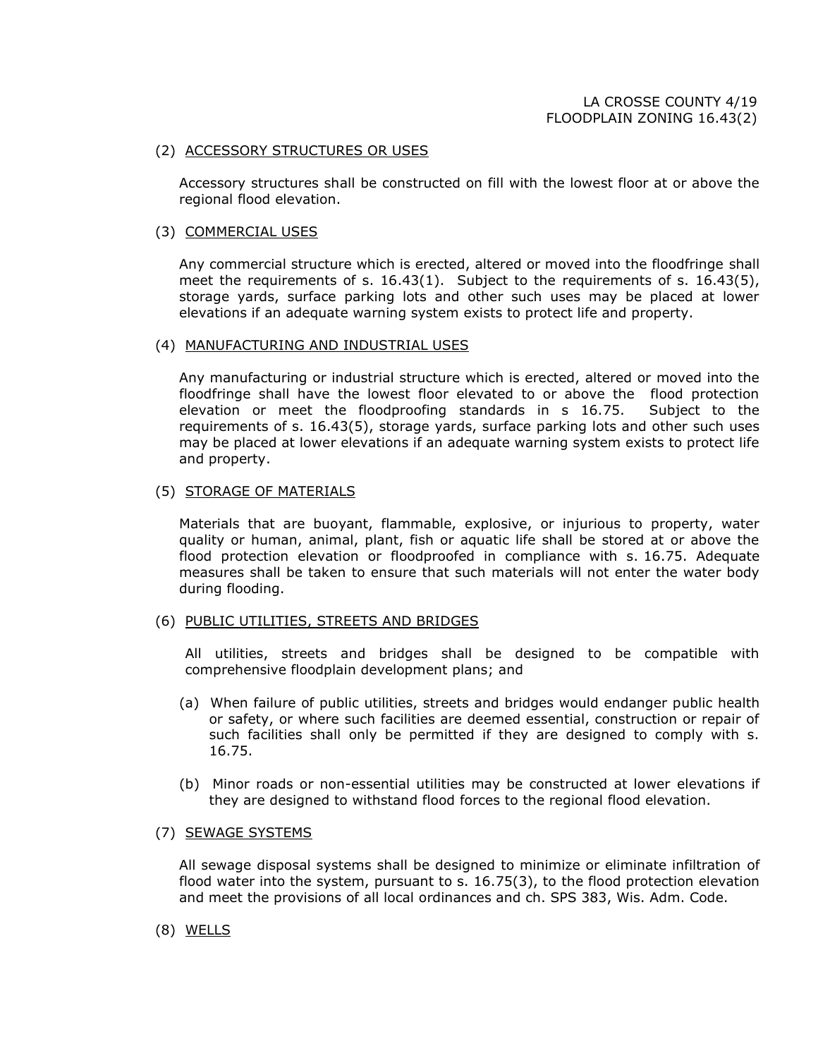(2) ACCESSORY STRUCTURES OR USES

Accessory structures shall be constructed on fill with the lowest floor at or above the regional flood elevation.

(3) COMMERCIAL USES

Any commercial structure which is erected, altered or moved into the floodfringe shall meet the requirements of s. 16.43(1). Subject to the requirements of s. 16.43(5), storage yards, surface parking lots and other such uses may be placed at lower elevations if an adequate warning system exists to protect life and property.

(4) MANUFACTURING AND INDUSTRIAL USES

Any manufacturing or industrial structure which is erected, altered or moved into the floodfringe shall have the lowest floor elevated to or above the flood protection elevation or meet the floodproofing standards in s 16.75. Subject to the requirements of s. 16.43(5), storage yards, surface parking lots and other such uses may be placed at lower elevations if an adequate warning system exists to protect life and property.

(5) STORAGE OF MATERIALS

Materials that are buoyant, flammable, explosive, or injurious to property, water quality or human, animal, plant, fish or aquatic life shall be stored at or above the flood protection elevation or floodproofed in compliance with s. 16.75. Adequate measures shall be taken to ensure that such materials will not enter the water body during flooding.

(6) PUBLIC UTILITIES, STREETS AND BRIDGES

All utilities, streets and bridges shall be designed to be compatible with comprehensive floodplain development plans; and

(a) When failure of public utilities, streets and bridges would endanger public health or safety, or where such facilities are deemed essential, construction or repair of such facilities shall only be permitted if they are designed to comply with s. 16.75.

(b) Minor roads or non-essential utilities may be constructed at lower elevations if they are designed to withstand flood forces to the regional flood elevation.

(7) SEWAGE SYSTEMS

All sewage disposal systems shall be designed to minimize or eliminate infiltration of flood water into the system, pursuant to s. 16.75(3), to the flood protection elevation and meet the provisions of all local ordinances and ch. SPS 383, Wis. Adm. Code.

(8) WELLS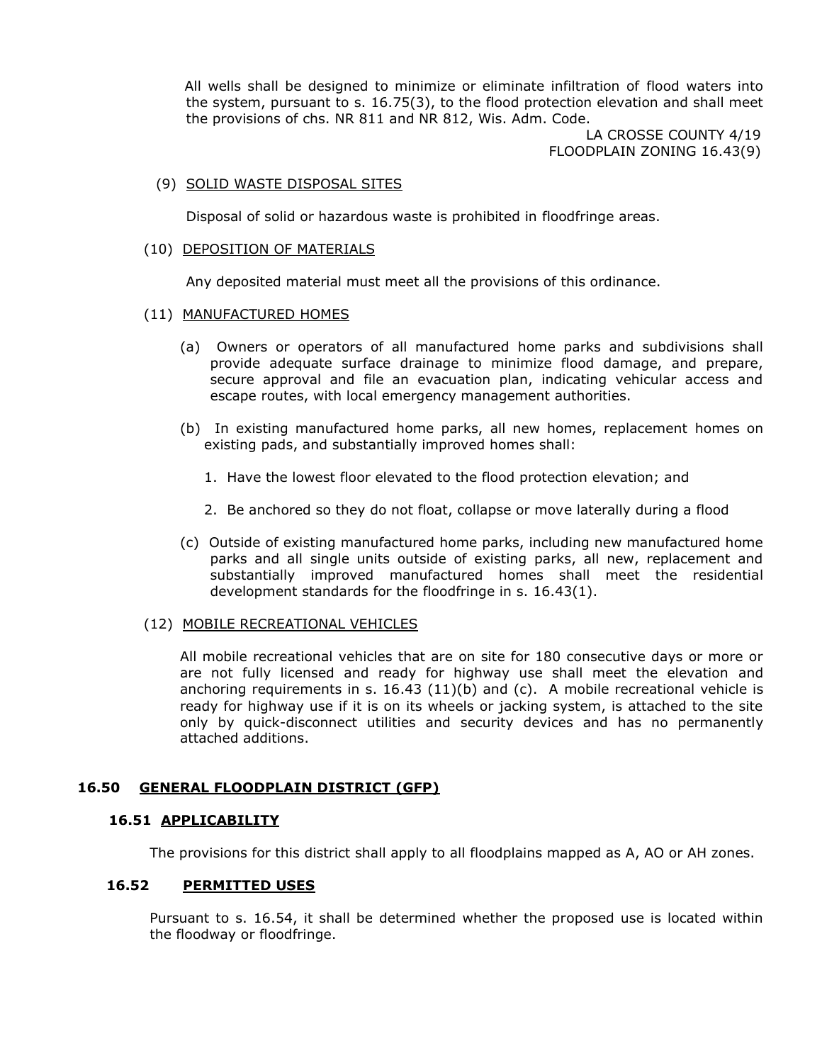All wells shall be designed to minimize or eliminate infiltration of flood waters into the system, pursuant to s. 16.75(3), to the flood protection elevation and shall meet the provisions of chs. NR 811 and NR 812, Wis. Adm. Code.

(9) SOLID WASTE DISPOSAL SITES

Disposal of solid or hazardous waste is prohibited in floodfringe areas.

(10) DEPOSITION OF MATERIALS

Any deposited material must meet all the provisions of this ordinance.

(11) MANUFACTURED HOMES

(a) Owners or operators of all manufactured home parks and subdivisions shall provide adequate surface drainage to minimize flood damage, and prepare, secure approval and file an evacuation plan, indicating vehicular access and escape routes, with local emergency management authorities.

(b) In existing manufactured home parks, all new homes, replacement homes on existing pads, and substantially improved homes shall:

1. Have the lowest floor elevated to the flood protection elevation; and

2. Be anchored so they do not float, collapse or move laterally during a flood

(c) Outside of existing manufactured home parks, including new manufactured home parks and all single units outside of existing parks, all new, replacement and substantially improved manufactured homes shall meet the residential development standards for the floodfringe in s. 16.43(1).

(12) MOBILE RECREATIONAL VEHICLES

All mobile recreational vehicles that are on site for 180 consecutive days or more or are not fully licensed and ready for highway use shall meet the elevation and anchoring requirements in s. 16.43 (11)(b) and (c). A mobile recreational vehicle is ready for highway use if it is on its wheels or jacking system, is attached to the site only by quick-disconnect utilities and security devices and has no permanently attached additions.

## 16.50 GENERAL FLOODPLAIN DISTRICT (GFP)

### 16.51 APPLICABILITY

The provisions for this district shall apply to all floodplains mapped as A, AO or AH zones.

### 16.52 PERMITTED USES

Pursuant to s. 16.54, it shall be determined whether the proposed use is located within the floodway or floodfringe.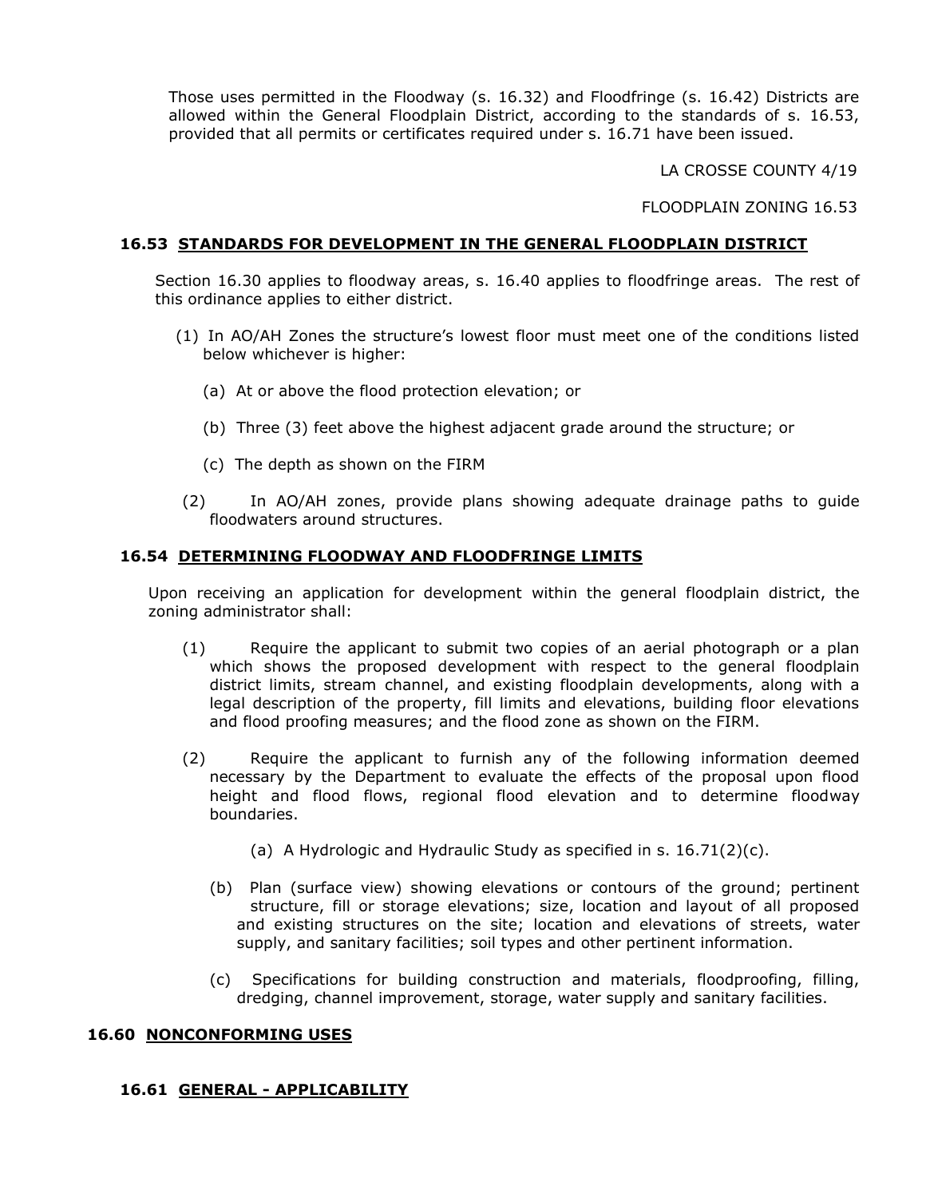Those uses permitted in the Floodway (s. 16.32) and Floodfringe (s. 16.42) Districts are allowed within the General Floodplain District, according to the standards of s. 16.53, provided that all permits or certificates required under s. 16.71 have been issued.

### 16.53 STANDARDS FOR DEVELOPMENT IN THE GENERAL FLOODPLAIN DISTRICT

Section 16.30 applies to floodway areas, s. 16.40 applies to floodfringe areas. The rest of this ordinance applies to either district.

(1) In AO/AH Zones the structure's lowest floor must meet one of the conditions listed below whichever is higher:

(a) At or above the flood protection elevation; or

(b) Three (3) feet above the highest adjacent grade around the structure; or

(c) The depth as shown on the FIRM

(2) In AO/AH zones, provide plans showing adequate drainage paths to guide floodwaters around structures.

### 16.54 DETERMINING FLOODWAY AND FLOODFRINGE LIMITS

Upon receiving an application for development within the general floodplain district, the zoning administrator shall:

(1) Require the applicant to submit two copies of an aerial photograph or a plan which shows the proposed development with respect to the general floodplain district limits, stream channel, and existing floodplain developments, along with a legal description of the property, fill limits and elevations, building floor elevations and flood proofing measures; and the flood zone as shown on the FIRM.

(2) Require the applicant to furnish any of the following information deemed necessary by the Department to evaluate the effects of the proposal upon flood height and flood flows, regional flood elevation and to determine floodway boundaries.

(a) A Hydrologic and Hydraulic Study as specified in s. 16.71(2)(c).

(b) Plan (surface view) showing elevations or contours of the ground; pertinent structure, fill or storage elevations; size, location and layout of all proposed and existing structures on the site; location and elevations of streets, water supply, and sanitary facilities; soil types and other pertinent information.

(c) Specifications for building construction and materials, floodproofing, filling, dredging, channel improvement, storage, water supply and sanitary facilities.

## 16.60 NONCONFORMING USES

### 16.61 GENERAL - APPLICABILITY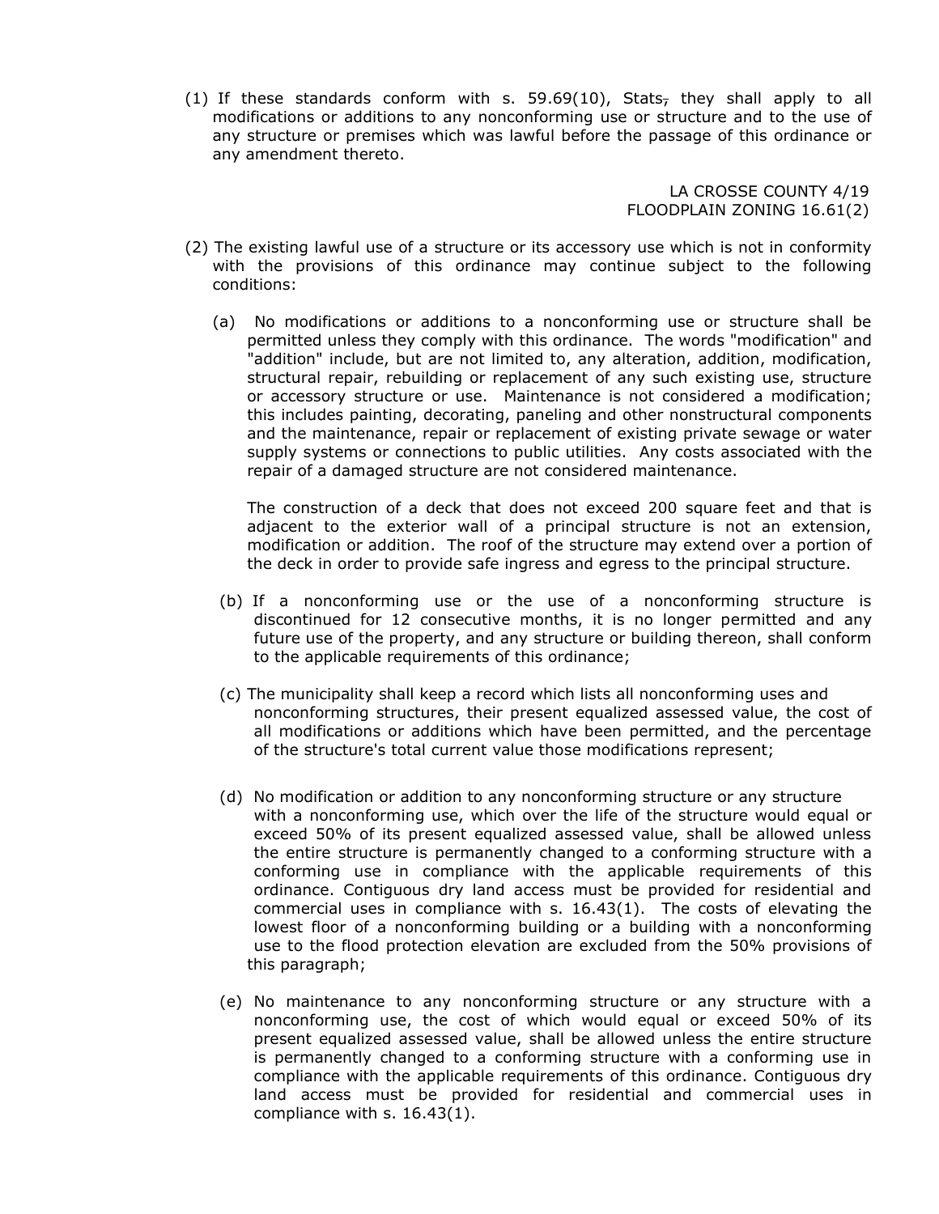(1) If these standards conform with s. 59.69(10), Stats, they shall apply to all modifications or additions to any nonconforming use or structure and to the use of any structure or premises which was lawful before the passage of this ordinance or any amendment thereto.

(2) The existing lawful use of a structure or its accessory use which is not in conformity with the provisions of this ordinance may continue subject to the following conditions:

(a) No modifications or additions to a nonconforming use or structure shall be permitted unless they comply with this ordinance. The words "modification" and "addition" include, but are not limited to, any alteration, addition, modification, structural repair, rebuilding or replacement of any such existing use, structure or accessory structure or use. Maintenance is not considered a modification; this includes painting, decorating, paneling and other nonstructural components and the maintenance, repair or replacement of existing private sewage or water supply systems or connections to public utilities. Any costs associated with the repair of a damaged structure are not considered maintenance.

The construction of a deck that does not exceed 200 square feet and that is adjacent to the exterior wall of a principal structure is not an extension, modification or addition. The roof of the structure may extend over a portion of the deck in order to provide safe ingress and egress to the principal structure.

(b) If a nonconforming use or the use of a nonconforming structure is discontinued for 12 consecutive months, it is no longer permitted and any future use of the property, and any structure or building thereon, shall conform to the applicable requirements of this ordinance;

(c) The municipality shall keep a record which lists all nonconforming uses and nonconforming structures, their present equalized assessed value, the cost of all modifications or additions which have been permitted, and the percentage of the structure's total current value those modifications represent;

(d) No modification or addition to any nonconforming structure or any structure with a nonconforming use, which over the life of the structure would equal or exceed 50% of its present equalized assessed value, shall be allowed unless the entire structure is permanently changed to a conforming structure with a conforming use in compliance with the applicable requirements of this ordinance. Contiguous dry land access must be provided for residential and commercial uses in compliance with s. 16.43(1). The costs of elevating the lowest floor of a nonconforming building or a building with a nonconforming use to the flood protection elevation are excluded from the 50% provisions of this paragraph;

(e) No maintenance to any nonconforming structure or any structure with a nonconforming use, the cost of which would equal or exceed 50% of its present equalized assessed value, shall be allowed unless the entire structure is permanently changed to a conforming structure with a conforming use in compliance with the applicable requirements of this ordinance. Contiguous dry land access must be provided for residential and commercial uses in compliance with s. 16.43(1).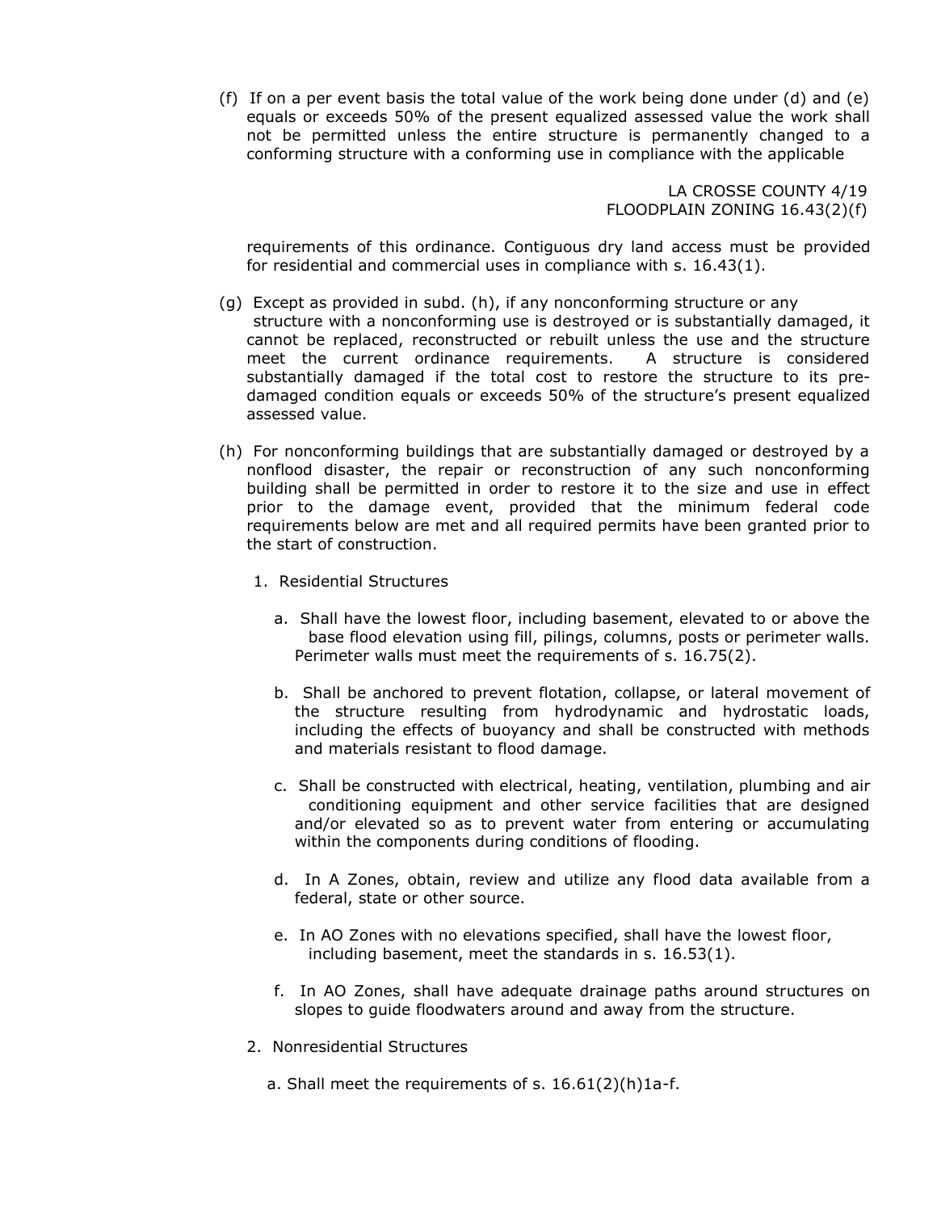(f) If on a per event basis the total value of the work being done under (d) and (e) equals or exceeds 50% of the present equalized assessed value the work shall not be permitted unless the entire structure is permanently changed to a conforming structure with a conforming use in compliance with the applicable requirements of this ordinance. Contiguous dry land access must be provided for residential and commercial uses in compliance with s. 16.43(1).

(g) Except as provided in subd. (h), if any nonconforming structure or any structure with a nonconforming use is destroyed or is substantially damaged, it cannot be replaced, reconstructed or rebuilt unless the use and the structure meet the current ordinance requirements. A structure is considered substantially damaged if the total cost to restore the structure to its pre-damaged condition equals or exceeds 50% of the structure's present equalized assessed value.

(h) For nonconforming buildings that are substantially damaged or destroyed by a nonflood disaster, the repair or reconstruction of any such nonconforming building shall be permitted in order to restore it to the size and use in effect prior to the damage event, provided that the minimum federal code requirements below are met and all required permits have been granted prior to the start of construction.

1. Residential Structures

   a. Shall have the lowest floor, including basement, elevated to or above the base flood elevation using fill, pilings, columns, posts or perimeter walls. Perimeter walls must meet the requirements of s. 16.75(2).

   b. Shall be anchored to prevent flotation, collapse, or lateral movement of the structure resulting from hydrodynamic and hydrostatic loads, including the effects of buoyancy and shall be constructed with methods and materials resistant to flood damage.

   c. Shall be constructed with electrical, heating, ventilation, plumbing and air conditioning equipment and other service facilities that are designed and/or elevated so as to prevent water from entering or accumulating within the components during conditions of flooding.

   d. In A Zones, obtain, review and utilize any flood data available from a federal, state or other source.

   e. In AO Zones with no elevations specified, shall have the lowest floor, including basement, meet the standards in s. 16.53(1).

   f. In AO Zones, shall have adequate drainage paths around structures on slopes to guide floodwaters around and away from the structure.

2. Nonresidential Structures

   a. Shall meet the requirements of s. 16.61(2)(h)1a-f.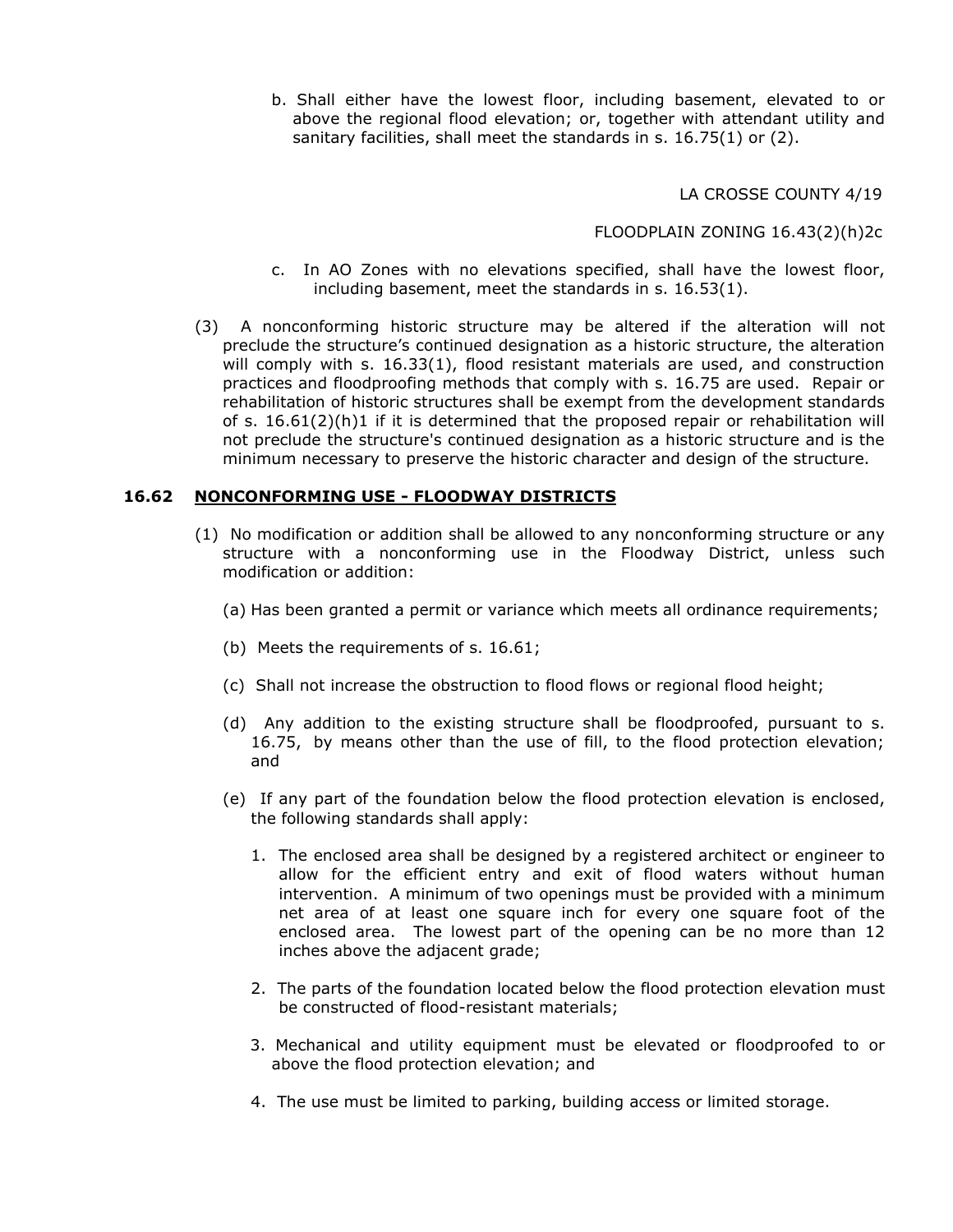b. Shall either have the lowest floor, including basement, elevated to or above the regional flood elevation; or, together with attendant utility and sanitary facilities, shall meet the standards in s. 16.75(1) or (2).

c. In AO Zones with no elevations specified, shall have the lowest floor, including basement, meet the standards in s. 16.53(1).

(3) A nonconforming historic structure may be altered if the alteration will not preclude the structure's continued designation as a historic structure, the alteration will comply with s. 16.33(1), flood resistant materials are used, and construction practices and floodproofing methods that comply with s. 16.75 are used. Repair or rehabilitation of historic structures shall be exempt from the development standards of s. 16.61(2)(h)1 if it is determined that the proposed repair or rehabilitation will not preclude the structure's continued designation as a historic structure and is the minimum necessary to preserve the historic character and design of the structure.

### 16.62 NONCONFORMING USE - FLOODWAY DISTRICTS

(1) No modification or addition shall be allowed to any nonconforming structure or any structure with a nonconforming use in the Floodway District, unless such modification or addition:

(a) Has been granted a permit or variance which meets all ordinance requirements;

(b) Meets the requirements of s. 16.61;

(c) Shall not increase the obstruction to flood flows or regional flood height;

(d) Any addition to the existing structure shall be floodproofed, pursuant to s. 16.75, by means other than the use of fill, to the flood protection elevation; and

(e) If any part of the foundation below the flood protection elevation is enclosed, the following standards shall apply:

1. The enclosed area shall be designed by a registered architect or engineer to allow for the efficient entry and exit of flood waters without human intervention. A minimum of two openings must be provided with a minimum net area of at least one square inch for every one square foot of the enclosed area. The lowest part of the opening can be no more than 12 inches above the adjacent grade;

2. The parts of the foundation located below the flood protection elevation must be constructed of flood-resistant materials;

3. Mechanical and utility equipment must be elevated or floodproofed to or above the flood protection elevation; and

4. The use must be limited to parking, building access or limited storage.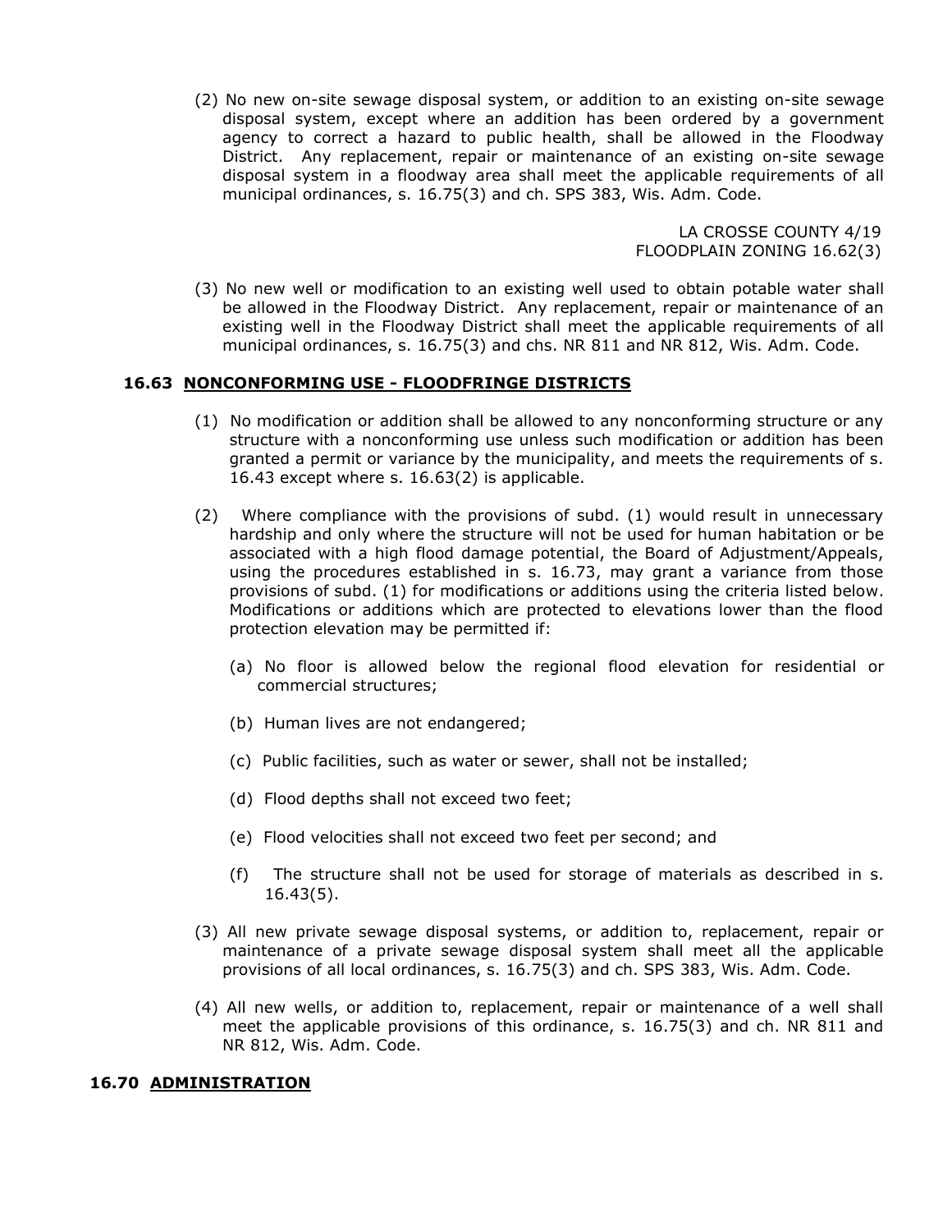(2) No new on-site sewage disposal system, or addition to an existing on-site sewage disposal system, except where an addition has been ordered by a government agency to correct a hazard to public health, shall be allowed in the Floodway District. Any replacement, repair or maintenance of an existing on-site sewage disposal system in a floodway area shall meet the applicable requirements of all municipal ordinances, s. 16.75(3) and ch. SPS 383, Wis. Adm. Code.

(3) No new well or modification to an existing well used to obtain potable water shall be allowed in the Floodway District. Any replacement, repair or maintenance of an existing well in the Floodway District shall meet the applicable requirements of all municipal ordinances, s. 16.75(3) and chs. NR 811 and NR 812, Wis. Adm. Code.

## 16.63 NONCONFORMING USE - FLOODFRINGE DISTRICTS

(1) No modification or addition shall be allowed to any nonconforming structure or any structure with a nonconforming use unless such modification or addition has been granted a permit or variance by the municipality, and meets the requirements of s. 16.43 except where s. 16.63(2) is applicable.

(2) Where compliance with the provisions of subd. (1) would result in unnecessary hardship and only where the structure will not be used for human habitation or be associated with a high flood damage potential, the Board of Adjustment/Appeals, using the procedures established in s. 16.73, may grant a variance from those provisions of subd. (1) for modifications or additions using the criteria listed below. Modifications or additions which are protected to elevations lower than the flood protection elevation may be permitted if:

(a) No floor is allowed below the regional flood elevation for residential or commercial structures;

(b) Human lives are not endangered;

(c) Public facilities, such as water or sewer, shall not be installed;

(d) Flood depths shall not exceed two feet;

(e) Flood velocities shall not exceed two feet per second; and

(f) The structure shall not be used for storage of materials as described in s. 16.43(5).

(3) All new private sewage disposal systems, or addition to, replacement, repair or maintenance of a private sewage disposal system shall meet all the applicable provisions of all local ordinances, s. 16.75(3) and ch. SPS 383, Wis. Adm. Code.

(4) All new wells, or addition to, replacement, repair or maintenance of a well shall meet the applicable provisions of this ordinance, s. 16.75(3) and ch. NR 811 and NR 812, Wis. Adm. Code.

## 16.70 ADMINISTRATION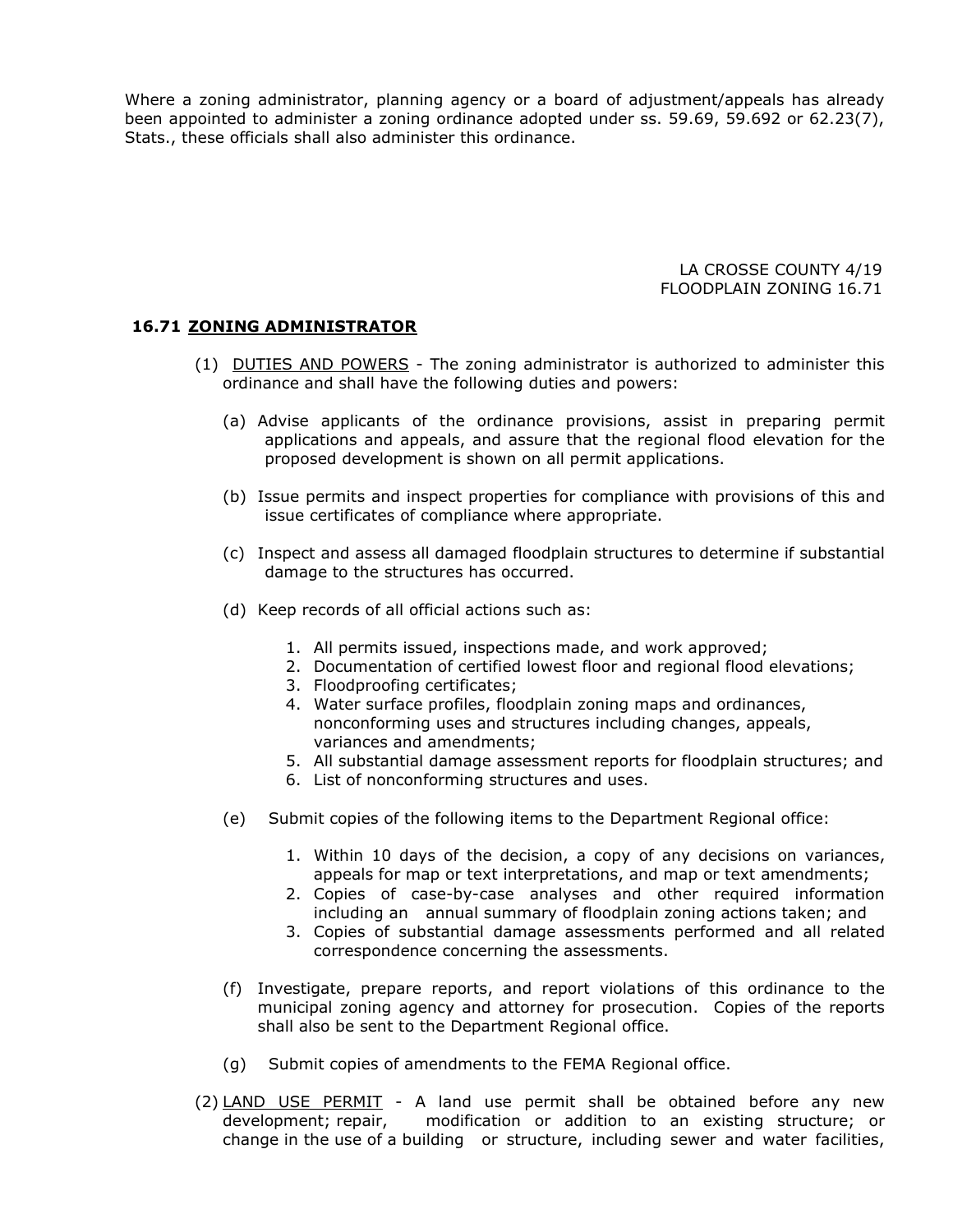Where a zoning administrator, planning agency or a board of adjustment/appeals has already been appointed to administer a zoning ordinance adopted under ss. 59.69, 59.692 or 62.23(7), Stats., these officials shall also administer this ordinance.

## 16.71 ZONING ADMINISTRATOR

(1) DUTIES AND POWERS - The zoning administrator is authorized to administer this ordinance and shall have the following duties and powers:

(a) Advise applicants of the ordinance provisions, assist in preparing permit applications and appeals, and assure that the regional flood elevation for the proposed development is shown on all permit applications.

(b) Issue permits and inspect properties for compliance with provisions of this and issue certificates of compliance where appropriate.

(c) Inspect and assess all damaged floodplain structures to determine if substantial damage to the structures has occurred.

(d) Keep records of all official actions such as:

1. All permits issued, inspections made, and work approved;
2. Documentation of certified lowest floor and regional flood elevations;
3. Floodproofing certificates;
4. Water surface profiles, floodplain zoning maps and ordinances, nonconforming uses and structures including changes, appeals, variances and amendments;
5. All substantial damage assessment reports for floodplain structures; and
6. List of nonconforming structures and uses.

(e) Submit copies of the following items to the Department Regional office:

1. Within 10 days of the decision, a copy of any decisions on variances, appeals for map or text interpretations, and map or text amendments;
2. Copies of case-by-case analyses and other required information including an annual summary of floodplain zoning actions taken; and
3. Copies of substantial damage assessments performed and all related correspondence concerning the assessments.

(f) Investigate, prepare reports, and report violations of this ordinance to the municipal zoning agency and attorney for prosecution. Copies of the reports shall also be sent to the Department Regional office.

(g) Submit copies of amendments to the FEMA Regional office.

(2) LAND USE PERMIT - A land use permit shall be obtained before any new development; repair, modification or addition to an existing structure; or change in the use of a building or structure, including sewer and water facilities,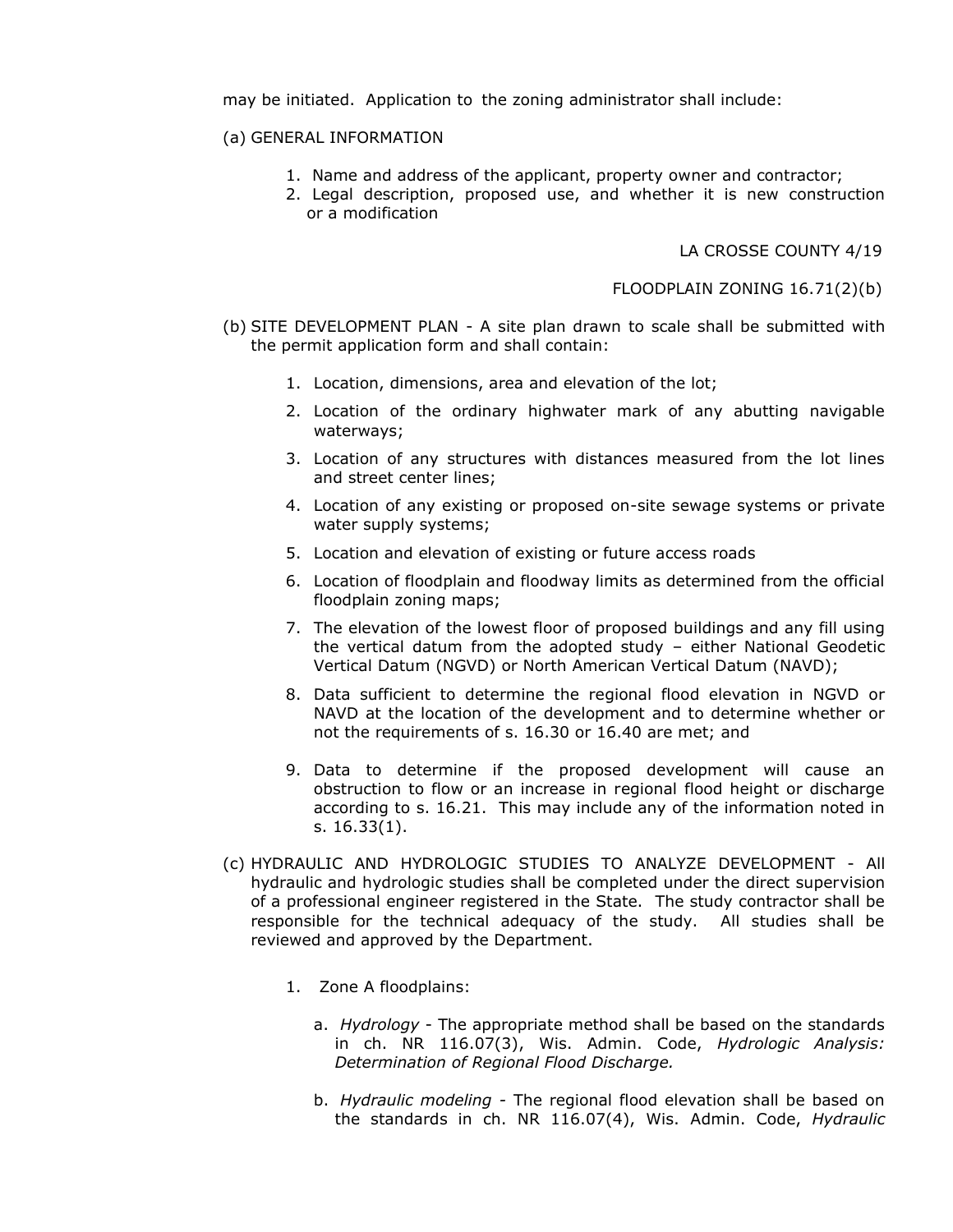may be initiated. Application to the zoning administrator shall include:

(a) GENERAL INFORMATION

1. Name and address of the applicant, property owner and contractor;
2. Legal description, proposed use, and whether it is new construction or a modification

(b) SITE DEVELOPMENT PLAN - A site plan drawn to scale shall be submitted with the permit application form and shall contain:

1. Location, dimensions, area and elevation of the lot;
2. Location of the ordinary highwater mark of any abutting navigable waterways;
3. Location of any structures with distances measured from the lot lines and street center lines;
4. Location of any existing or proposed on-site sewage systems or private water supply systems;
5. Location and elevation of existing or future access roads
6. Location of floodplain and floodway limits as determined from the official floodplain zoning maps;
7. The elevation of the lowest floor of proposed buildings and any fill using the vertical datum from the adopted study – either National Geodetic Vertical Datum (NGVD) or North American Vertical Datum (NAVD);
8. Data sufficient to determine the regional flood elevation in NGVD or NAVD at the location of the development and to determine whether or not the requirements of s. 16.30 or 16.40 are met; and
9. Data to determine if the proposed development will cause an obstruction to flow or an increase in regional flood height or discharge according to s. 16.21. This may include any of the information noted in s. 16.33(1).

(c) HYDRAULIC AND HYDROLOGIC STUDIES TO ANALYZE DEVELOPMENT - All hydraulic and hydrologic studies shall be completed under the direct supervision of a professional engineer registered in the State. The study contractor shall be responsible for the technical adequacy of the study. All studies shall be reviewed and approved by the Department.

1. Zone A floodplains:

   a. *Hydrology* - The appropriate method shall be based on the standards in ch. NR 116.07(3), Wis. Admin. Code, *Hydrologic Analysis: Determination of Regional Flood Discharge.*

   b. *Hydraulic modeling* - The regional flood elevation shall be based on the standards in ch. NR 116.07(4), Wis. Admin. Code, *Hydraulic*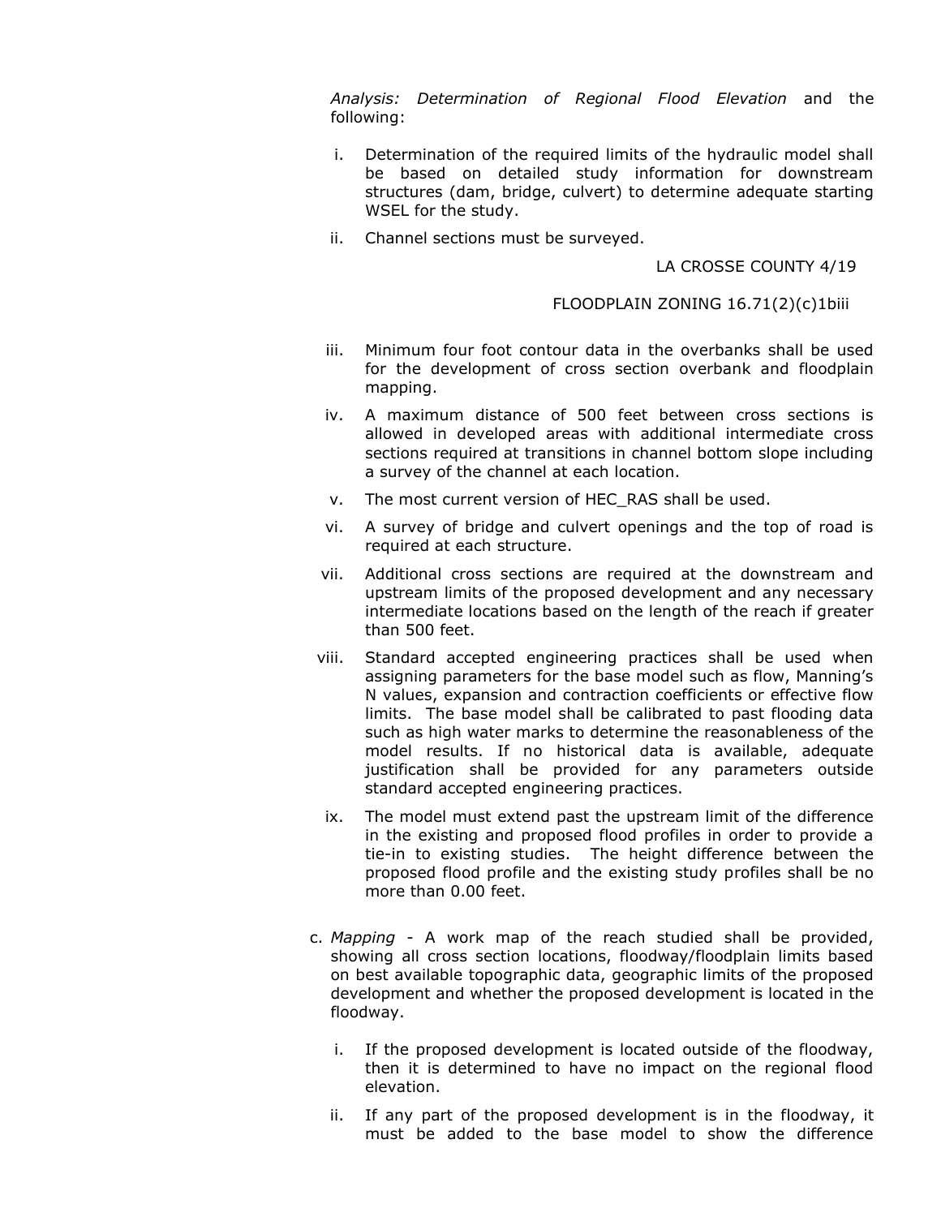*Analysis: Determination of Regional Flood Elevation* and the following:

i. Determination of the required limits of the hydraulic model shall be based on detailed study information for downstream structures (dam, bridge, culvert) to determine adequate starting WSEL for the study.

ii. Channel sections must be surveyed.

iii. Minimum four foot contour data in the overbanks shall be used for the development of cross section overbank and floodplain mapping.

iv. A maximum distance of 500 feet between cross sections is allowed in developed areas with additional intermediate cross sections required at transitions in channel bottom slope including a survey of the channel at each location.

v. The most current version of HEC_RAS shall be used.

vi. A survey of bridge and culvert openings and the top of road is required at each structure.

vii. Additional cross sections are required at the downstream and upstream limits of the proposed development and any necessary intermediate locations based on the length of the reach if greater than 500 feet.

viii. Standard accepted engineering practices shall be used when assigning parameters for the base model such as flow, Manning's N values, expansion and contraction coefficients or effective flow limits. The base model shall be calibrated to past flooding data such as high water marks to determine the reasonableness of the model results. If no historical data is available, adequate justification shall be provided for any parameters outside standard accepted engineering practices.

ix. The model must extend past the upstream limit of the difference in the existing and proposed flood profiles in order to provide a tie-in to existing studies. The height difference between the proposed flood profile and the existing study profiles shall be no more than 0.00 feet.

c. *Mapping* - A work map of the reach studied shall be provided, showing all cross section locations, floodway/floodplain limits based on best available topographic data, geographic limits of the proposed development and whether the proposed development is located in the floodway.

i. If the proposed development is located outside of the floodway, then it is determined to have no impact on the regional flood elevation.

ii. If any part of the proposed development is in the floodway, it must be added to the base model to show the difference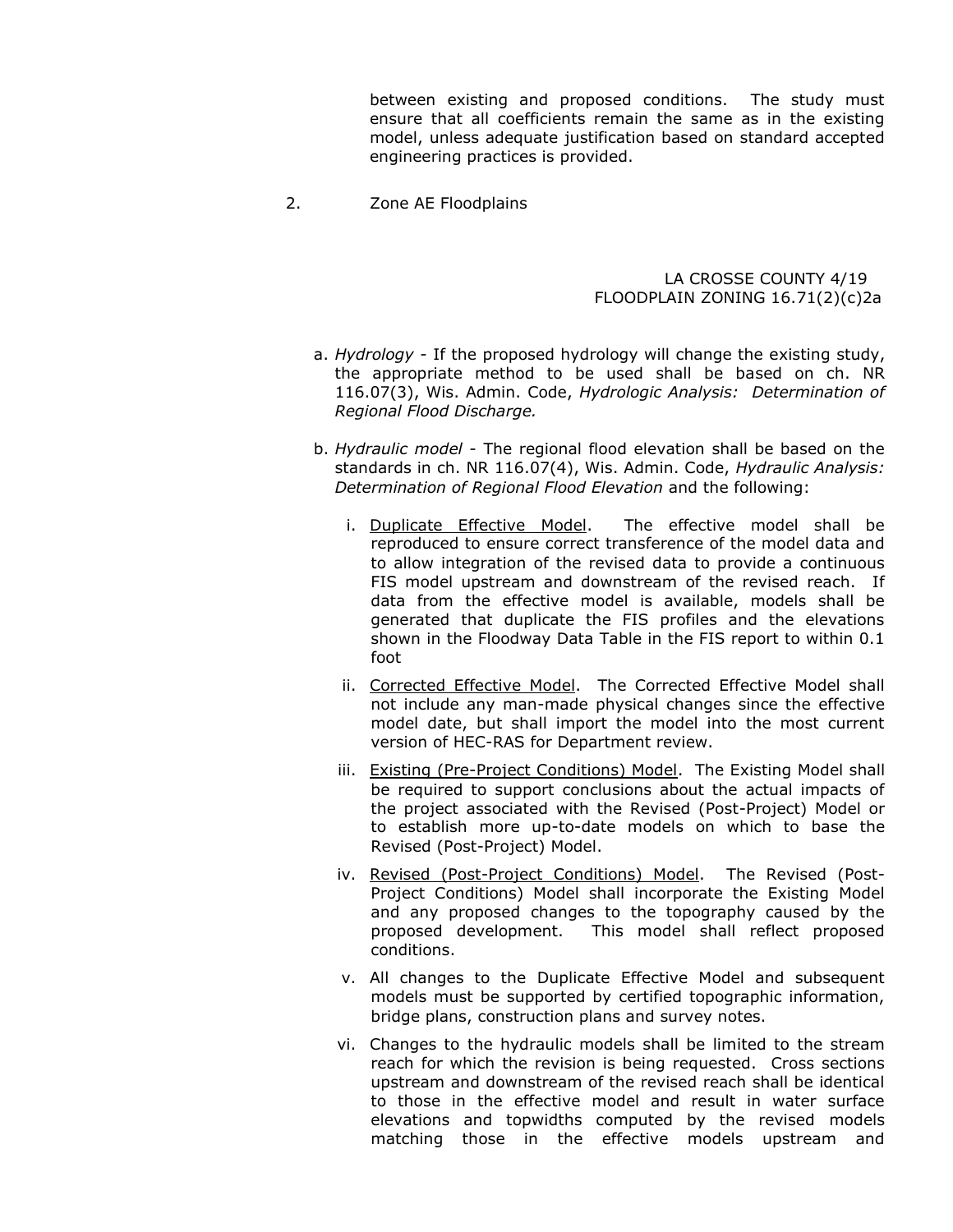between existing and proposed conditions. The study must ensure that all coefficients remain the same as in the existing model, unless adequate justification based on standard accepted engineering practices is provided.

2. Zone AE Floodplains

a. *Hydrology* - If the proposed hydrology will change the existing study, the appropriate method to be used shall be based on ch. NR 116.07(3), Wis. Admin. Code, *Hydrologic Analysis: Determination of Regional Flood Discharge.*

b. *Hydraulic model* - The regional flood elevation shall be based on the standards in ch. NR 116.07(4), Wis. Admin. Code, *Hydraulic Analysis: Determination of Regional Flood Elevation* and the following:

   i. <u>Duplicate Effective Model</u>. The effective model shall be reproduced to ensure correct transference of the model data and to allow integration of the revised data to provide a continuous FIS model upstream and downstream of the revised reach. If data from the effective model is available, models shall be generated that duplicate the FIS profiles and the elevations shown in the Floodway Data Table in the FIS report to within 0.1 foot

   ii. <u>Corrected Effective Model</u>. The Corrected Effective Model shall not include any man-made physical changes since the effective model date, but shall import the model into the most current version of HEC-RAS for Department review.

   iii. <u>Existing (Pre-Project Conditions) Model</u>. The Existing Model shall be required to support conclusions about the actual impacts of the project associated with the Revised (Post-Project) Model or to establish more up-to-date models on which to base the Revised (Post-Project) Model.

   iv. <u>Revised (Post-Project Conditions) Model</u>. The Revised (Post-Project Conditions) Model shall incorporate the Existing Model and any proposed changes to the topography caused by the proposed development. This model shall reflect proposed conditions.

   v. All changes to the Duplicate Effective Model and subsequent models must be supported by certified topographic information, bridge plans, construction plans and survey notes.

   vi. Changes to the hydraulic models shall be limited to the stream reach for which the revision is being requested. Cross sections upstream and downstream of the revised reach shall be identical to those in the effective model and result in water surface elevations and topwidths computed by the revised models matching those in the effective models upstream and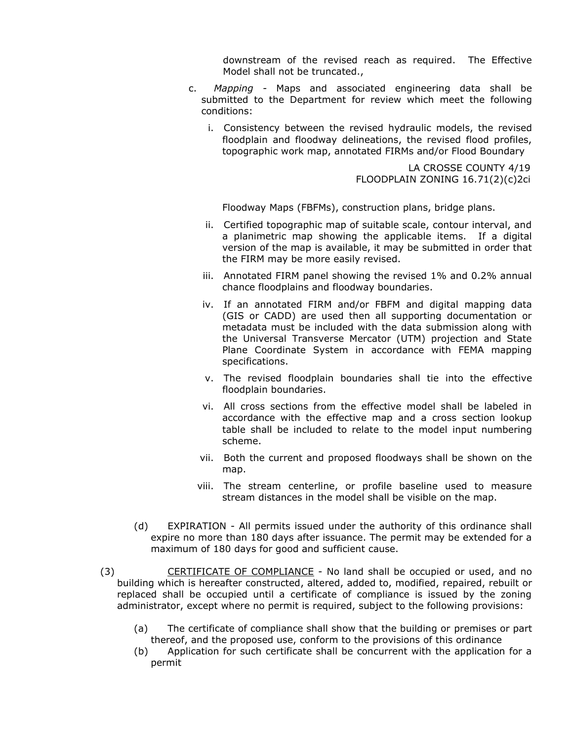downstream of the revised reach as required. The Effective Model shall not be truncated.,

c. *Mapping* - Maps and associated engineering data shall be submitted to the Department for review which meet the following conditions:

   i. Consistency between the revised hydraulic models, the revised floodplain and floodway delineations, the revised flood profiles, topographic work map, annotated FIRMs and/or Flood Boundary Floodway Maps (FBFMs), construction plans, bridge plans.

   ii. Certified topographic map of suitable scale, contour interval, and a planimetric map showing the applicable items. If a digital version of the map is available, it may be submitted in order that the FIRM may be more easily revised.

   iii. Annotated FIRM panel showing the revised 1% and 0.2% annual chance floodplains and floodway boundaries.

   iv. If an annotated FIRM and/or FBFM and digital mapping data (GIS or CADD) are used then all supporting documentation or metadata must be included with the data submission along with the Universal Transverse Mercator (UTM) projection and State Plane Coordinate System in accordance with FEMA mapping specifications.

   v. The revised floodplain boundaries shall tie into the effective floodplain boundaries.

   vi. All cross sections from the effective model shall be labeled in accordance with the effective map and a cross section lookup table shall be included to relate to the model input numbering scheme.

   vii. Both the current and proposed floodways shall be shown on the map.

   viii. The stream centerline, or profile baseline used to measure stream distances in the model shall be visible on the map.

(d) EXPIRATION - All permits issued under the authority of this ordinance shall expire no more than 180 days after issuance. The permit may be extended for a maximum of 180 days for good and sufficient cause.

(3) <u>CERTIFICATE OF COMPLIANCE</u> - No land shall be occupied or used, and no building which is hereafter constructed, altered, added to, modified, repaired, rebuilt or replaced shall be occupied until a certificate of compliance is issued by the zoning administrator, except where no permit is required, subject to the following provisions:

(a) The certificate of compliance shall show that the building or premises or part thereof, and the proposed use, conform to the provisions of this ordinance

(b) Application for such certificate shall be concurrent with the application for a permit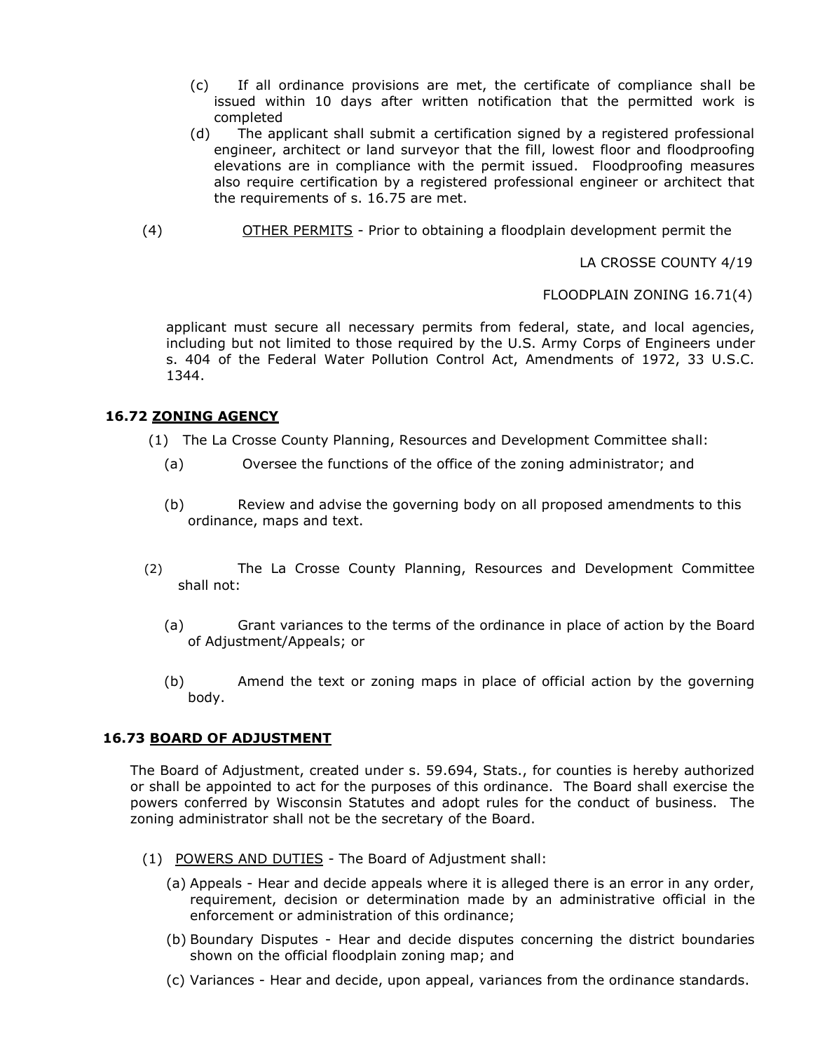(c) If all ordinance provisions are met, the certificate of compliance shall be issued within 10 days after written notification that the permitted work is completed

(d) The applicant shall submit a certification signed by a registered professional engineer, architect or land surveyor that the fill, lowest floor and floodproofing elevations are in compliance with the permit issued. Floodproofing measures also require certification by a registered professional engineer or architect that the requirements of s. 16.75 are met.

(4) OTHER PERMITS - Prior to obtaining a floodplain development permit the applicant must secure all necessary permits from federal, state, and local agencies, including but not limited to those required by the U.S. Army Corps of Engineers under s. 404 of the Federal Water Pollution Control Act, Amendments of 1972, 33 U.S.C. 1344.

### 16.72 ZONING AGENCY

(1) The La Crosse County Planning, Resources and Development Committee shall:

(a) Oversee the functions of the office of the zoning administrator; and

(b) Review and advise the governing body on all proposed amendments to this ordinance, maps and text.

(2) The La Crosse County Planning, Resources and Development Committee shall not:

(a) Grant variances to the terms of the ordinance in place of action by the Board of Adjustment/Appeals; or

(b) Amend the text or zoning maps in place of official action by the governing body.

### 16.73 BOARD OF ADJUSTMENT

The Board of Adjustment, created under s. 59.694, Stats., for counties is hereby authorized or shall be appointed to act for the purposes of this ordinance. The Board shall exercise the powers conferred by Wisconsin Statutes and adopt rules for the conduct of business. The zoning administrator shall not be the secretary of the Board.

(1) POWERS AND DUTIES - The Board of Adjustment shall:

(a) Appeals - Hear and decide appeals where it is alleged there is an error in any order, requirement, decision or determination made by an administrative official in the enforcement or administration of this ordinance;

(b) Boundary Disputes - Hear and decide disputes concerning the district boundaries shown on the official floodplain zoning map; and

(c) Variances - Hear and decide, upon appeal, variances from the ordinance standards.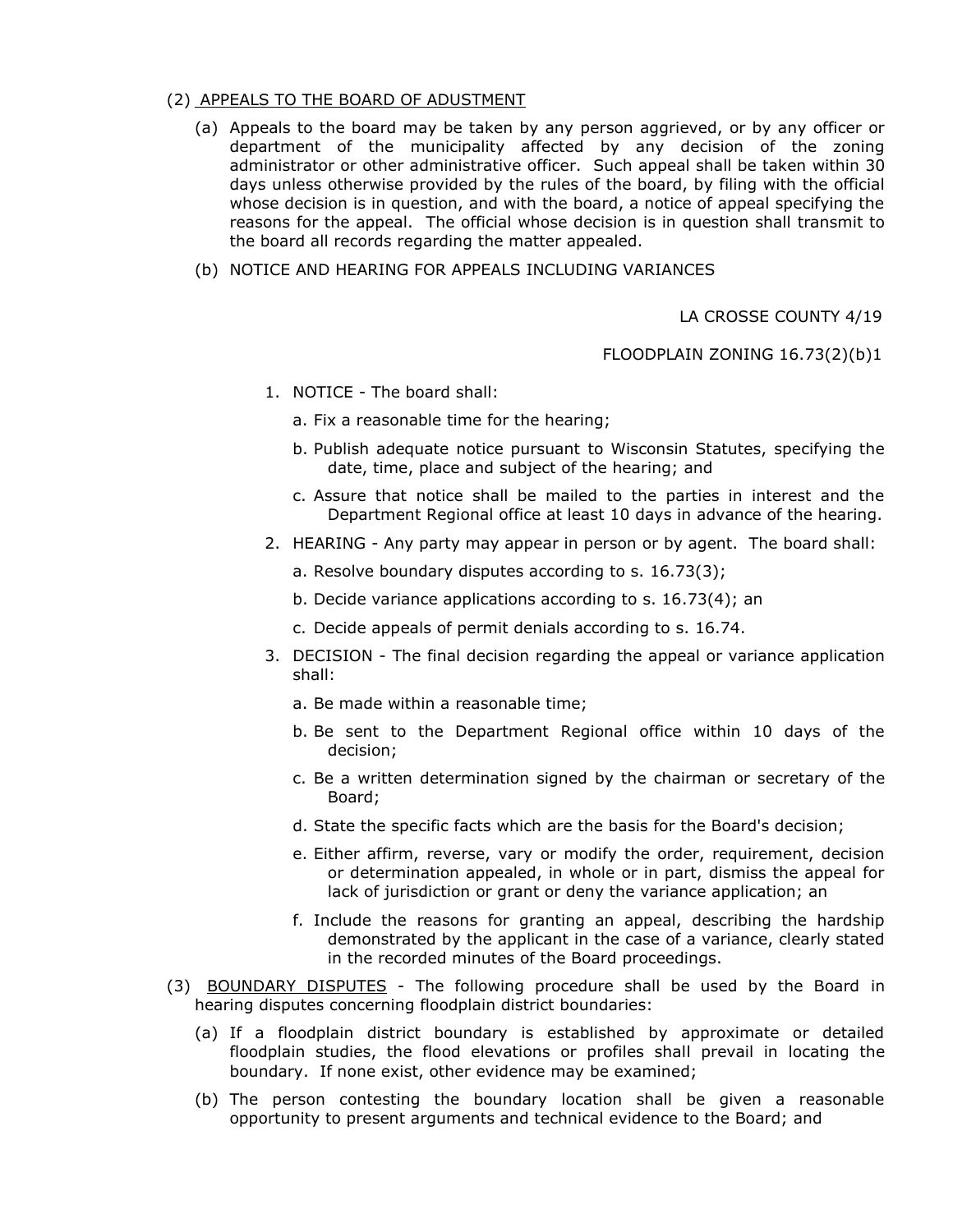(2) APPEALS TO THE BOARD OF ADUSTMENT

(a) Appeals to the board may be taken by any person aggrieved, or by any officer or department of the municipality affected by any decision of the zoning administrator or other administrative officer. Such appeal shall be taken within 30 days unless otherwise provided by the rules of the board, by filing with the official whose decision is in question, and with the board, a notice of appeal specifying the reasons for the appeal. The official whose decision is in question shall transmit to the board all records regarding the matter appealed.

(b) NOTICE AND HEARING FOR APPEALS INCLUDING VARIANCES

1. NOTICE - The board shall:

   a. Fix a reasonable time for the hearing;

   b. Publish adequate notice pursuant to Wisconsin Statutes, specifying the date, time, place and subject of the hearing; and

   c. Assure that notice shall be mailed to the parties in interest and the Department Regional office at least 10 days in advance of the hearing.

2. HEARING - Any party may appear in person or by agent. The board shall:

   a. Resolve boundary disputes according to s. 16.73(3);

   b. Decide variance applications according to s. 16.73(4); an

   c. Decide appeals of permit denials according to s. 16.74.

3. DECISION - The final decision regarding the appeal or variance application shall:

   a. Be made within a reasonable time;

   b. Be sent to the Department Regional office within 10 days of the decision;

   c. Be a written determination signed by the chairman or secretary of the Board;

   d. State the specific facts which are the basis for the Board's decision;

   e. Either affirm, reverse, vary or modify the order, requirement, decision or determination appealed, in whole or in part, dismiss the appeal for lack of jurisdiction or grant or deny the variance application; an

   f. Include the reasons for granting an appeal, describing the hardship demonstrated by the applicant in the case of a variance, clearly stated in the recorded minutes of the Board proceedings.

(3) BOUNDARY DISPUTES - The following procedure shall be used by the Board in hearing disputes concerning floodplain district boundaries:

(a) If a floodplain district boundary is established by approximate or detailed floodplain studies, the flood elevations or profiles shall prevail in locating the boundary. If none exist, other evidence may be examined;

(b) The person contesting the boundary location shall be given a reasonable opportunity to present arguments and technical evidence to the Board; and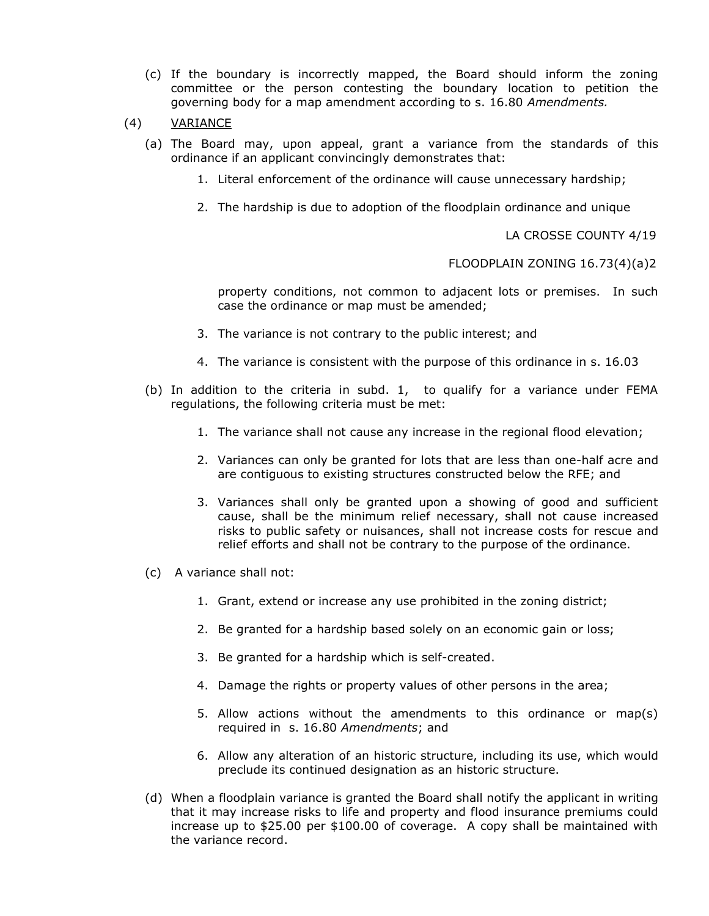(c) If the boundary is incorrectly mapped, the Board should inform the zoning committee or the person contesting the boundary location to petition the governing body for a map amendment according to s. 16.80 *Amendments.*

(4) VARIANCE

(a) The Board may, upon appeal, grant a variance from the standards of this ordinance if an applicant convincingly demonstrates that:

1. Literal enforcement of the ordinance will cause unnecessary hardship;

2. The hardship is due to adoption of the floodplain ordinance and unique property conditions, not common to adjacent lots or premises. In such case the ordinance or map must be amended;

3. The variance is not contrary to the public interest; and

4. The variance is consistent with the purpose of this ordinance in s. 16.03

(b) In addition to the criteria in subd. 1, to qualify for a variance under FEMA regulations, the following criteria must be met:

1. The variance shall not cause any increase in the regional flood elevation;

2. Variances can only be granted for lots that are less than one-half acre and are contiguous to existing structures constructed below the RFE; and

3. Variances shall only be granted upon a showing of good and sufficient cause, shall be the minimum relief necessary, shall not cause increased risks to public safety or nuisances, shall not increase costs for rescue and relief efforts and shall not be contrary to the purpose of the ordinance.

(c) A variance shall not:

1. Grant, extend or increase any use prohibited in the zoning district;

2. Be granted for a hardship based solely on an economic gain or loss;

3. Be granted for a hardship which is self-created.

4. Damage the rights or property values of other persons in the area;

5. Allow actions without the amendments to this ordinance or map(s) required in s. 16.80 *Amendments*; and

6. Allow any alteration of an historic structure, including its use, which would preclude its continued designation as an historic structure.

(d) When a floodplain variance is granted the Board shall notify the applicant in writing that it may increase risks to life and property and flood insurance premiums could increase up to $25.00 per $100.00 of coverage. A copy shall be maintained with the variance record.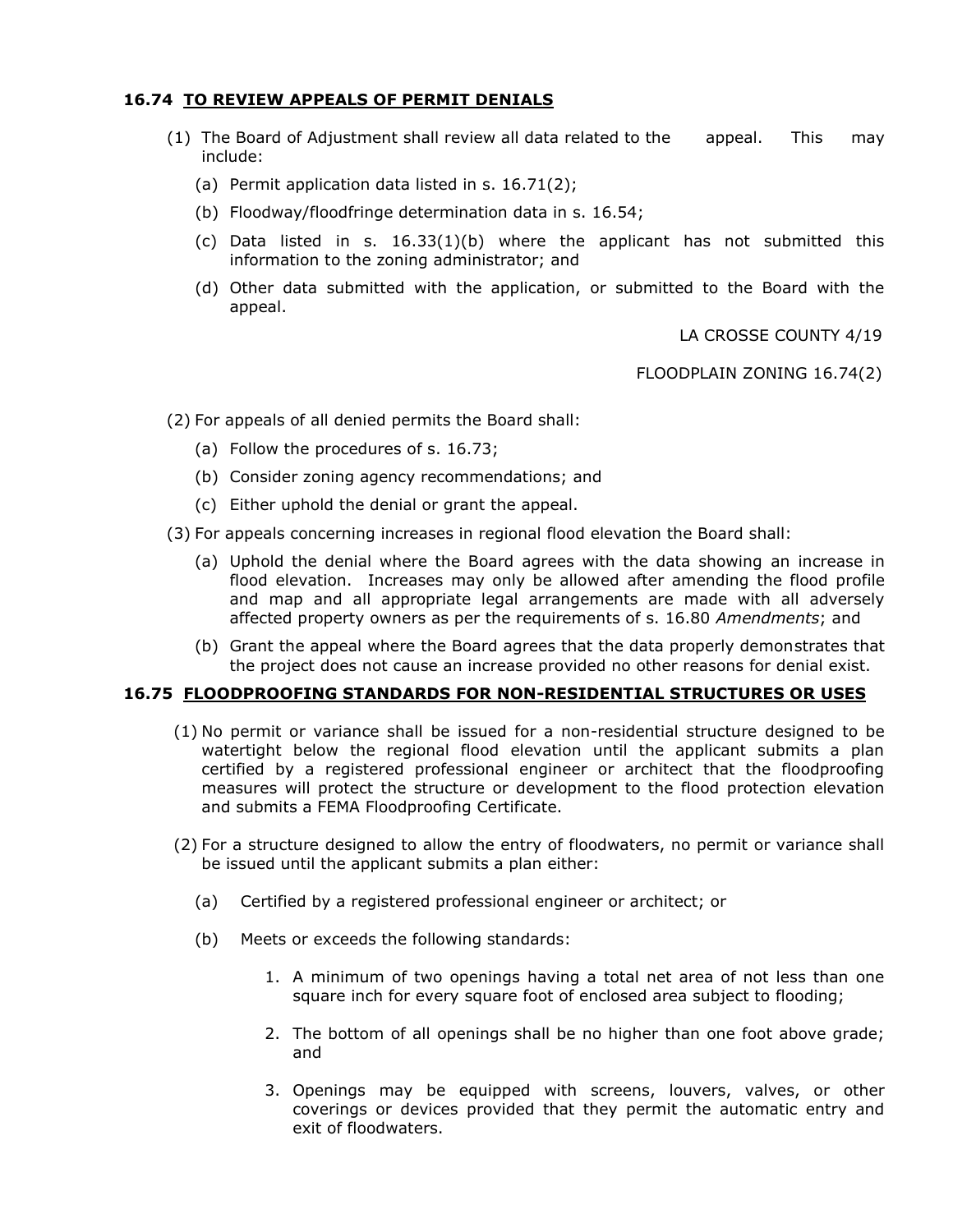### 16.74 TO REVIEW APPEALS OF PERMIT DENIALS

(1) The Board of Adjustment shall review all data related to the appeal. This may include:

   (a) Permit application data listed in s. 16.71(2);

   (b) Floodway/floodfringe determination data in s. 16.54;

   (c) Data listed in s. 16.33(1)(b) where the applicant has not submitted this information to the zoning administrator; and

   (d) Other data submitted with the application, or submitted to the Board with the appeal.

(2) For appeals of all denied permits the Board shall:

   (a) Follow the procedures of s. 16.73;

   (b) Consider zoning agency recommendations; and

   (c) Either uphold the denial or grant the appeal.

(3) For appeals concerning increases in regional flood elevation the Board shall:

   (a) Uphold the denial where the Board agrees with the data showing an increase in flood elevation. Increases may only be allowed after amending the flood profile and map and all appropriate legal arrangements are made with all adversely affected property owners as per the requirements of s. 16.80 *Amendments*; and

   (b) Grant the appeal where the Board agrees that the data properly demonstrates that the project does not cause an increase provided no other reasons for denial exist.

### 16.75 FLOODPROOFING STANDARDS FOR NON-RESIDENTIAL STRUCTURES OR USES

(1) No permit or variance shall be issued for a non-residential structure designed to be watertight below the regional flood elevation until the applicant submits a plan certified by a registered professional engineer or architect that the floodproofing measures will protect the structure or development to the flood protection elevation and submits a FEMA Floodproofing Certificate.

(2) For a structure designed to allow the entry of floodwaters, no permit or variance shall be issued until the applicant submits a plan either:

   (a) Certified by a registered professional engineer or architect; or

   (b) Meets or exceeds the following standards:

      1. A minimum of two openings having a total net area of not less than one square inch for every square foot of enclosed area subject to flooding;

      2. The bottom of all openings shall be no higher than one foot above grade; and

      3. Openings may be equipped with screens, louvers, valves, or other coverings or devices provided that they permit the automatic entry and exit of floodwaters.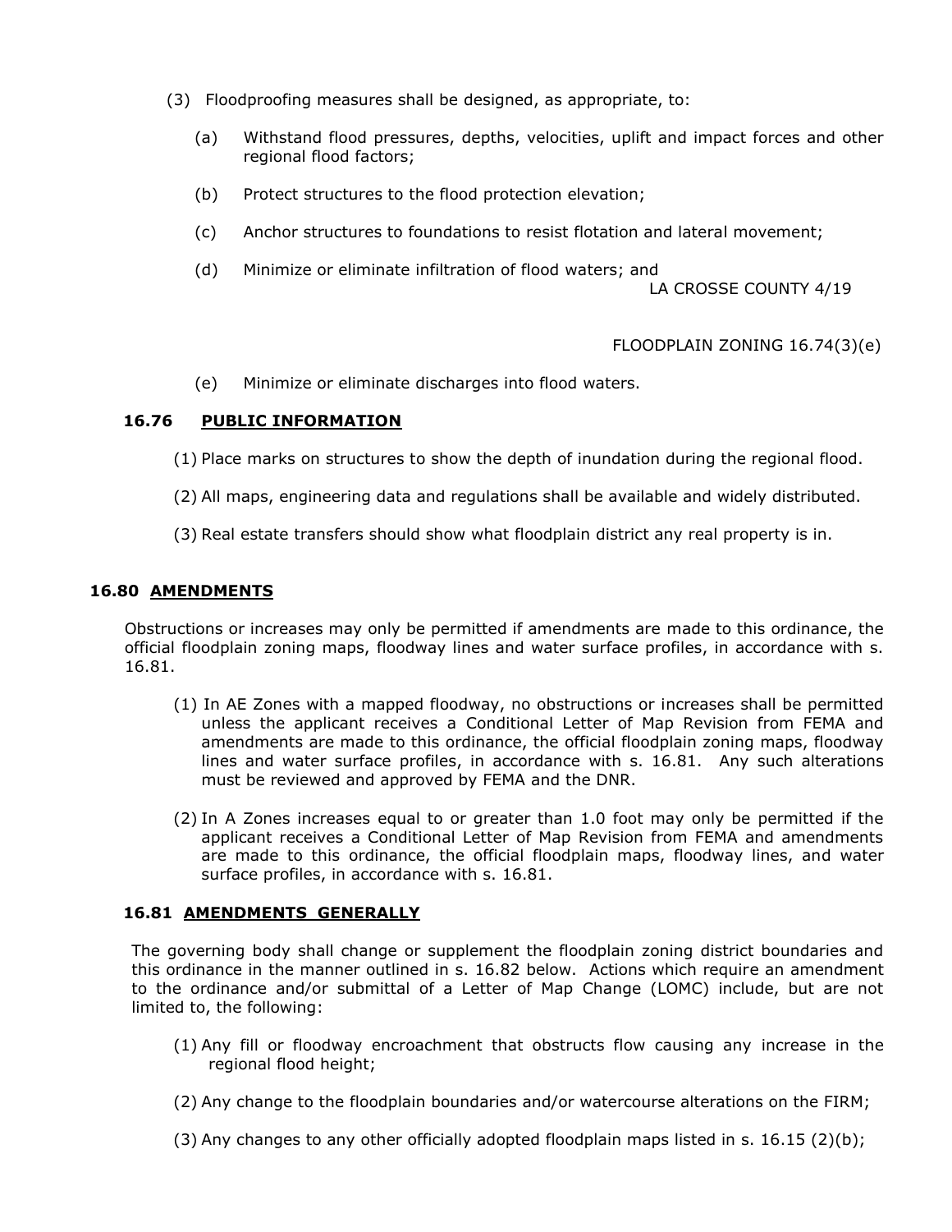(3) Floodproofing measures shall be designed, as appropriate, to:

(a) Withstand flood pressures, depths, velocities, uplift and impact forces and other regional flood factors;

(b) Protect structures to the flood protection elevation;

(c) Anchor structures to foundations to resist flotation and lateral movement;

(d) Minimize or eliminate infiltration of flood waters; and

(e) Minimize or eliminate discharges into flood waters.

### 16.76 PUBLIC INFORMATION

(1) Place marks on structures to show the depth of inundation during the regional flood.

(2) All maps, engineering data and regulations shall be available and widely distributed.

(3) Real estate transfers should show what floodplain district any real property is in.

## 16.80 AMENDMENTS

Obstructions or increases may only be permitted if amendments are made to this ordinance, the official floodplain zoning maps, floodway lines and water surface profiles, in accordance with s. 16.81.

(1) In AE Zones with a mapped floodway, no obstructions or increases shall be permitted unless the applicant receives a Conditional Letter of Map Revision from FEMA and amendments are made to this ordinance, the official floodplain zoning maps, floodway lines and water surface profiles, in accordance with s. 16.81. Any such alterations must be reviewed and approved by FEMA and the DNR.

(2) In A Zones increases equal to or greater than 1.0 foot may only be permitted if the applicant receives a Conditional Letter of Map Revision from FEMA and amendments are made to this ordinance, the official floodplain maps, floodway lines, and water surface profiles, in accordance with s. 16.81.

### 16.81 AMENDMENTS GENERALLY

The governing body shall change or supplement the floodplain zoning district boundaries and this ordinance in the manner outlined in s. 16.82 below. Actions which require an amendment to the ordinance and/or submittal of a Letter of Map Change (LOMC) include, but are not limited to, the following:

(1) Any fill or floodway encroachment that obstructs flow causing any increase in the regional flood height;

(2) Any change to the floodplain boundaries and/or watercourse alterations on the FIRM;

(3) Any changes to any other officially adopted floodplain maps listed in s. 16.15 (2)(b);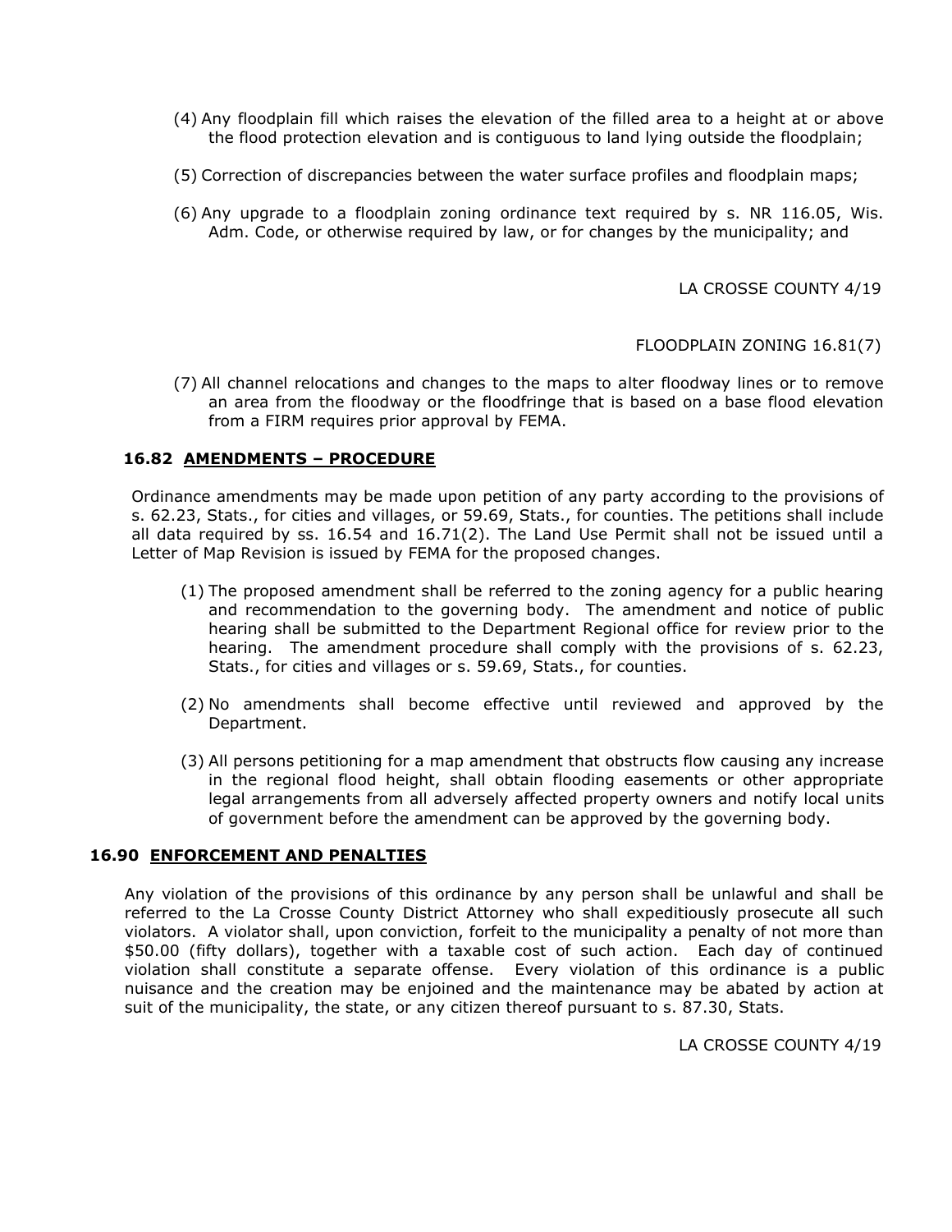(4) Any floodplain fill which raises the elevation of the filled area to a height at or above the flood protection elevation and is contiguous to land lying outside the floodplain;

(5) Correction of discrepancies between the water surface profiles and floodplain maps;

(6) Any upgrade to a floodplain zoning ordinance text required by s. NR 116.05, Wis. Adm. Code, or otherwise required by law, or for changes by the municipality; and

(7) All channel relocations and changes to the maps to alter floodway lines or to remove an area from the floodway or the floodfringe that is based on a base flood elevation from a FIRM requires prior approval by FEMA.

### 16.82 AMENDMENTS – PROCEDURE

Ordinance amendments may be made upon petition of any party according to the provisions of s. 62.23, Stats., for cities and villages, or 59.69, Stats., for counties. The petitions shall include all data required by ss. 16.54 and 16.71(2). The Land Use Permit shall not be issued until a Letter of Map Revision is issued by FEMA for the proposed changes.

(1) The proposed amendment shall be referred to the zoning agency for a public hearing and recommendation to the governing body. The amendment and notice of public hearing shall be submitted to the Department Regional office for review prior to the hearing. The amendment procedure shall comply with the provisions of s. 62.23, Stats., for cities and villages or s. 59.69, Stats., for counties.

(2) No amendments shall become effective until reviewed and approved by the Department.

(3) All persons petitioning for a map amendment that obstructs flow causing any increase in the regional flood height, shall obtain flooding easements or other appropriate legal arrangements from all adversely affected property owners and notify local units of government before the amendment can be approved by the governing body.

### 16.90 ENFORCEMENT AND PENALTIES

Any violation of the provisions of this ordinance by any person shall be unlawful and shall be referred to the La Crosse County District Attorney who shall expeditiously prosecute all such violators. A violator shall, upon conviction, forfeit to the municipality a penalty of not more than $50.00 (fifty dollars), together with a taxable cost of such action. Each day of continued violation shall constitute a separate offense. Every violation of this ordinance is a public nuisance and the creation may be enjoined and the maintenance may be abated by action at suit of the municipality, the state, or any citizen thereof pursuant to s. 87.30, Stats.